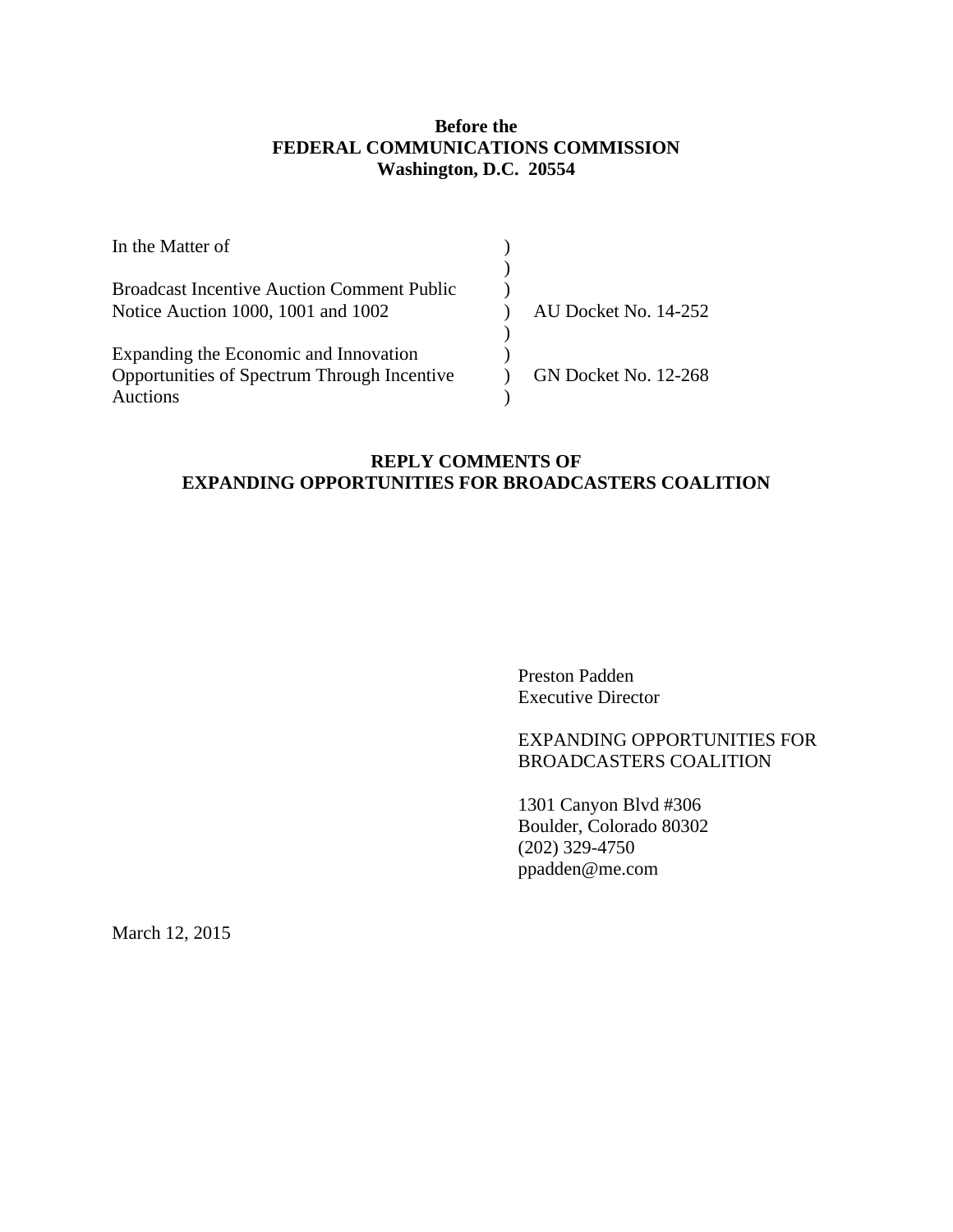**Before the**
**FEDERAL COMMUNICATIONS COMMISSION**
**Washington, D.C. 20554**

| | | |
|---|---|---|
| In the Matter of | ) | |
| | ) | |
| Broadcast Incentive Auction Comment Public | ) | |
| Notice Auction 1000, 1001 and 1002 | ) | AU Docket No. 14-252 |
| | ) | |
| Expanding the Economic and Innovation | ) | |
| Opportunities of Spectrum Through Incentive | ) | GN Docket No. 12-268 |
| Auctions | ) | |

**REPLY COMMENTS OF**
**EXPANDING OPPORTUNITIES FOR BROADCASTERS COALITION**

Preston Padden
Executive Director

EXPANDING OPPORTUNITIES FOR
BROADCASTERS COALITION

1301 Canyon Blvd #306
Boulder, Colorado 80302
(202) 329-4750
ppadden@me.com

March 12, 2015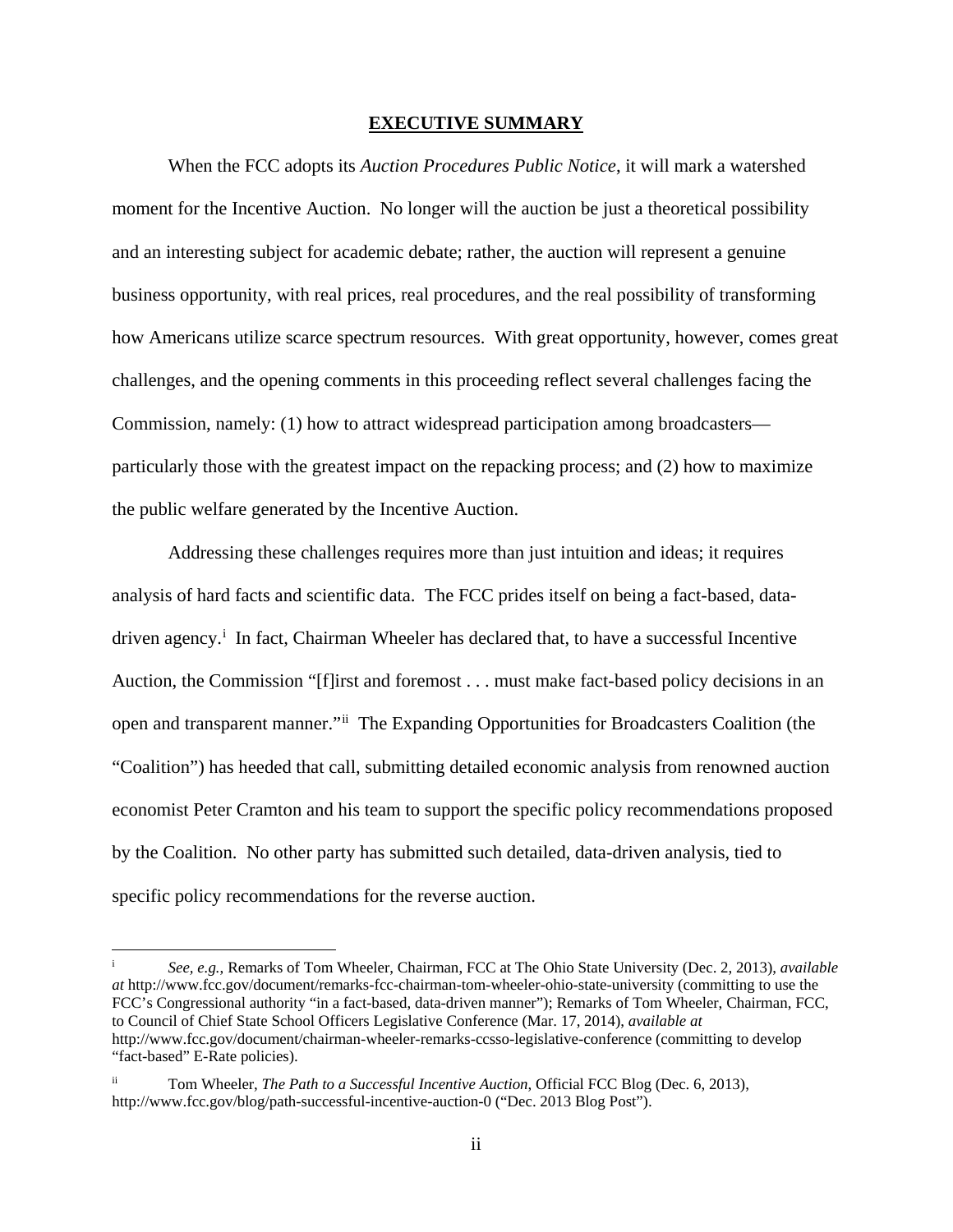## EXECUTIVE SUMMARY

When the FCC adopts its *Auction Procedures Public Notice*, it will mark a watershed moment for the Incentive Auction. No longer will the auction be just a theoretical possibility and an interesting subject for academic debate; rather, the auction will represent a genuine business opportunity, with real prices, real procedures, and the real possibility of transforming how Americans utilize scarce spectrum resources. With great opportunity, however, comes great challenges, and the opening comments in this proceeding reflect several challenges facing the Commission, namely: (1) how to attract widespread participation among broadcasters—particularly those with the greatest impact on the repacking process; and (2) how to maximize the public welfare generated by the Incentive Auction.

Addressing these challenges requires more than just intuition and ideas; it requires analysis of hard facts and scientific data. The FCC prides itself on being a fact-based, data-driven agency.[i] In fact, Chairman Wheeler has declared that, to have a successful Incentive Auction, the Commission "[f]irst and foremost . . . must make fact-based policy decisions in an open and transparent manner."[ii] The Expanding Opportunities for Broadcasters Coalition (the "Coalition") has heeded that call, submitting detailed economic analysis from renowned auction economist Peter Cramton and his team to support the specific policy recommendations proposed by the Coalition. No other party has submitted such detailed, data-driven analysis, tied to specific policy recommendations for the reverse auction.

---

[i] *See, e.g.*, Remarks of Tom Wheeler, Chairman, FCC at The Ohio State University (Dec. 2, 2013), *available at* http://www.fcc.gov/document/remarks-fcc-chairman-tom-wheeler-ohio-state-university (committing to use the FCC's Congressional authority "in a fact-based, data-driven manner"); Remarks of Tom Wheeler, Chairman, FCC, to Council of Chief State School Officers Legislative Conference (Mar. 17, 2014), *available at* http://www.fcc.gov/document/chairman-wheeler-remarks-ccsso-legislative-conference (committing to develop "fact-based" E-Rate policies).

[ii] Tom Wheeler, *The Path to a Successful Incentive Auction*, Official FCC Blog (Dec. 6, 2013), http://www.fcc.gov/blog/path-successful-incentive-auction-0 ("Dec. 2013 Blog Post").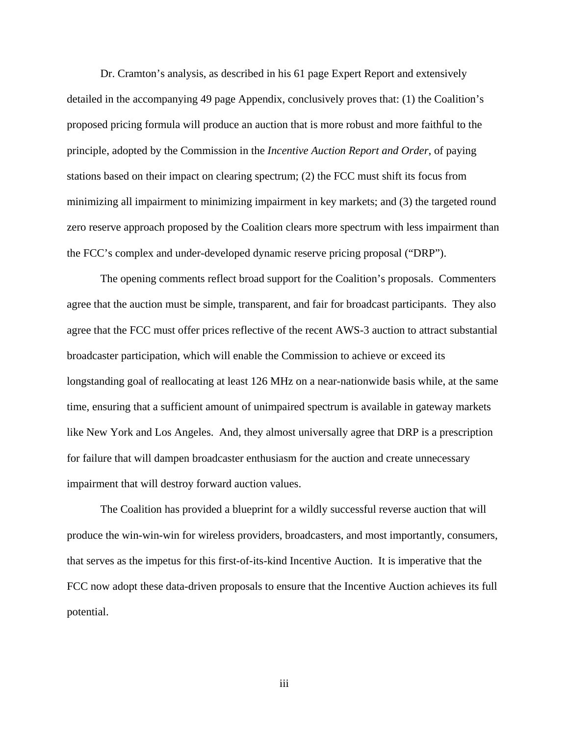Dr. Cramton's analysis, as described in his 61 page Expert Report and extensively detailed in the accompanying 49 page Appendix, conclusively proves that: (1) the Coalition's proposed pricing formula will produce an auction that is more robust and more faithful to the principle, adopted by the Commission in the *Incentive Auction Report and Order*, of paying stations based on their impact on clearing spectrum; (2) the FCC must shift its focus from minimizing all impairment to minimizing impairment in key markets; and (3) the targeted round zero reserve approach proposed by the Coalition clears more spectrum with less impairment than the FCC's complex and under-developed dynamic reserve pricing proposal ("DRP").

The opening comments reflect broad support for the Coalition's proposals. Commenters agree that the auction must be simple, transparent, and fair for broadcast participants. They also agree that the FCC must offer prices reflective of the recent AWS-3 auction to attract substantial broadcaster participation, which will enable the Commission to achieve or exceed its longstanding goal of reallocating at least 126 MHz on a near-nationwide basis while, at the same time, ensuring that a sufficient amount of unimpaired spectrum is available in gateway markets like New York and Los Angeles. And, they almost universally agree that DRP is a prescription for failure that will dampen broadcaster enthusiasm for the auction and create unnecessary impairment that will destroy forward auction values.

The Coalition has provided a blueprint for a wildly successful reverse auction that will produce the win-win-win for wireless providers, broadcasters, and most importantly, consumers, that serves as the impetus for this first-of-its-kind Incentive Auction. It is imperative that the FCC now adopt these data-driven proposals to ensure that the Incentive Auction achieves its full potential.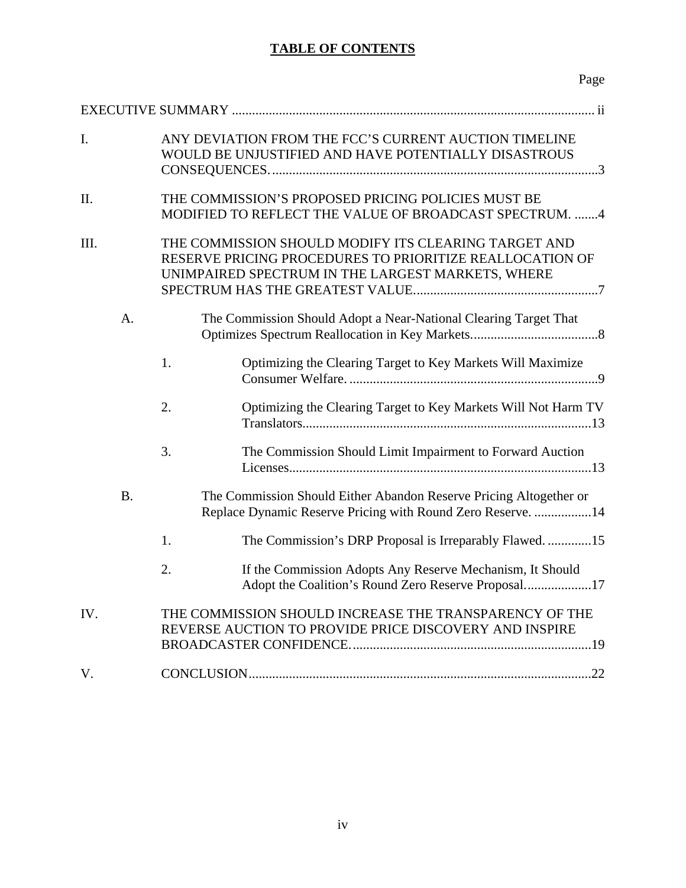# TABLE OF CONTENTS

| | | | Page |
|---|---|---|---|
| EXECUTIVE SUMMARY | | | ii |
| I. | ANY DEVIATION FROM THE FCC'S CURRENT AUCTION TIMELINE WOULD BE UNJUSTIFIED AND HAVE POTENTIALLY DISASTROUS CONSEQUENCES. | | 3 |
| II. | THE COMMISSION'S PROPOSED PRICING POLICIES MUST BE MODIFIED TO REFLECT THE VALUE OF BROADCAST SPECTRUM. | | 4 |
| III. | THE COMMISSION SHOULD MODIFY ITS CLEARING TARGET AND RESERVE PRICING PROCEDURES TO PRIORITIZE REALLOCATION OF UNIMPAIRED SPECTRUM IN THE LARGEST MARKETS, WHERE SPECTRUM HAS THE GREATEST VALUE. | | 7 |
| | A. | The Commission Should Adopt a Near-National Clearing Target That Optimizes Spectrum Reallocation in Key Markets. | 8 |
| | 1. | Optimizing the Clearing Target to Key Markets Will Maximize Consumer Welfare. | 9 |
| | 2. | Optimizing the Clearing Target to Key Markets Will Not Harm TV Translators. | 13 |
| | 3. | The Commission Should Limit Impairment to Forward Auction Licenses. | 13 |
| | B. | The Commission Should Either Abandon Reserve Pricing Altogether or Replace Dynamic Reserve Pricing with Round Zero Reserve. | 14 |
| | 1. | The Commission's DRP Proposal is Irreparably Flawed. | 15 |
| | 2. | If the Commission Adopts Any Reserve Mechanism, It Should Adopt the Coalition's Round Zero Reserve Proposal. | 17 |
| IV. | THE COMMISSION SHOULD INCREASE THE TRANSPARENCY OF THE REVERSE AUCTION TO PROVIDE PRICE DISCOVERY AND INSPIRE BROADCASTER CONFIDENCE. | | 19 |
| V. | CONCLUSION | | 22 |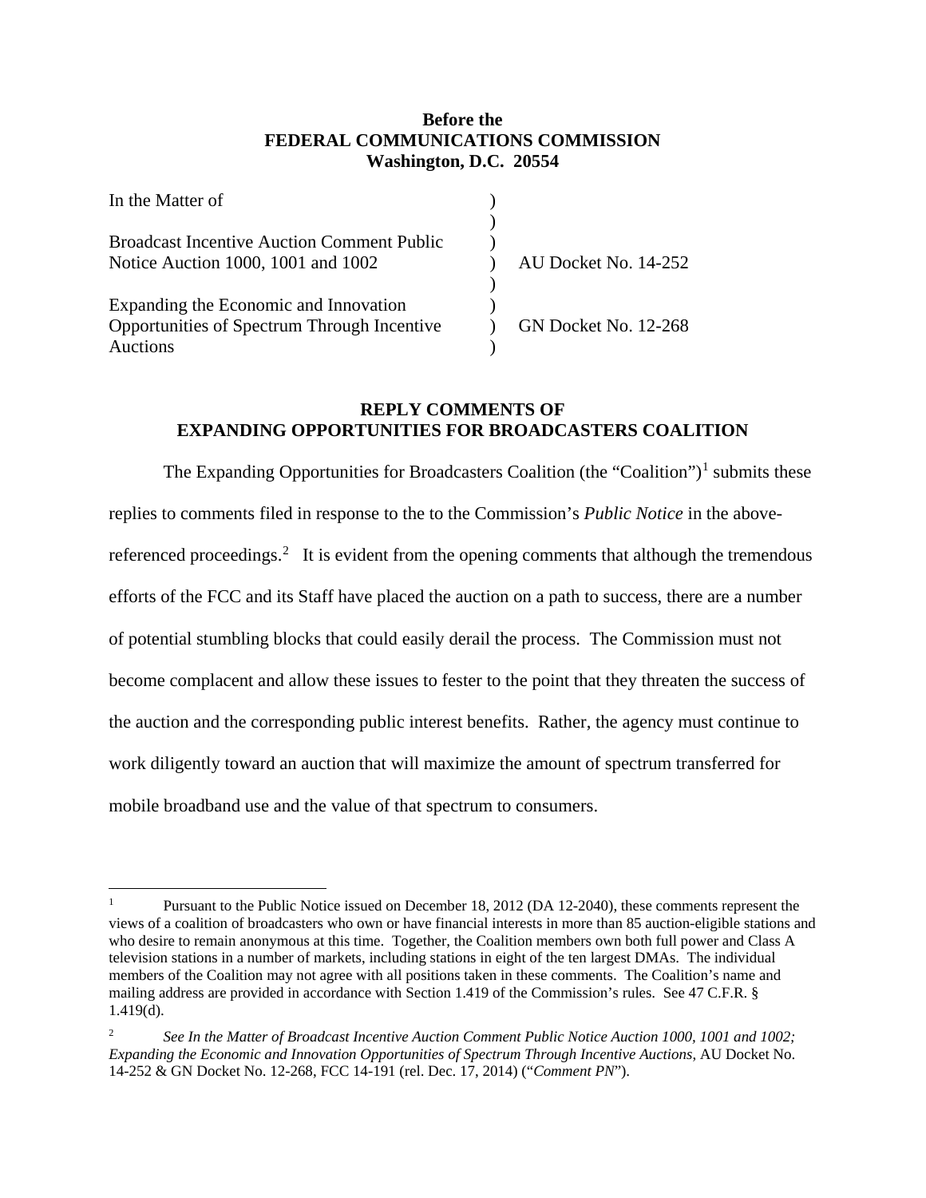**Before the**
**FEDERAL COMMUNICATIONS COMMISSION**
**Washington, D.C. 20554**

| | | |
|---|---|---|
| In the Matter of | ) | |
| | ) | |
| Broadcast Incentive Auction Comment Public | ) | |
| Notice Auction 1000, 1001 and 1002 | ) | AU Docket No. 14-252 |
| | ) | |
| Expanding the Economic and Innovation | ) | |
| Opportunities of Spectrum Through Incentive | ) | GN Docket No. 12-268 |
| Auctions | ) | |

**REPLY COMMENTS OF**
**EXPANDING OPPORTUNITIES FOR BROADCASTERS COALITION**

The Expanding Opportunities for Broadcasters Coalition (the "Coalition")[1] submits these replies to comments filed in response to the to the Commission's *Public Notice* in the above-referenced proceedings.[2] It is evident from the opening comments that although the tremendous efforts of the FCC and its Staff have placed the auction on a path to success, there are a number of potential stumbling blocks that could easily derail the process. The Commission must not become complacent and allow these issues to fester to the point that they threaten the success of the auction and the corresponding public interest benefits. Rather, the agency must continue to work diligently toward an auction that will maximize the amount of spectrum transferred for mobile broadband use and the value of that spectrum to consumers.

---

[1] Pursuant to the Public Notice issued on December 18, 2012 (DA 12-2040), these comments represent the views of a coalition of broadcasters who own or have financial interests in more than 85 auction-eligible stations and who desire to remain anonymous at this time. Together, the Coalition members own both full power and Class A television stations in a number of markets, including stations in eight of the ten largest DMAs. The individual members of the Coalition may not agree with all positions taken in these comments. The Coalition's name and mailing address are provided in accordance with Section 1.419 of the Commission's rules. See 47 C.F.R. § 1.419(d).

[2] *See In the Matter of Broadcast Incentive Auction Comment Public Notice Auction 1000, 1001 and 1002; Expanding the Economic and Innovation Opportunities of Spectrum Through Incentive Auctions*, AU Docket No. 14-252 & GN Docket No. 12-268, FCC 14-191 (rel. Dec. 17, 2014) ("*Comment PN*").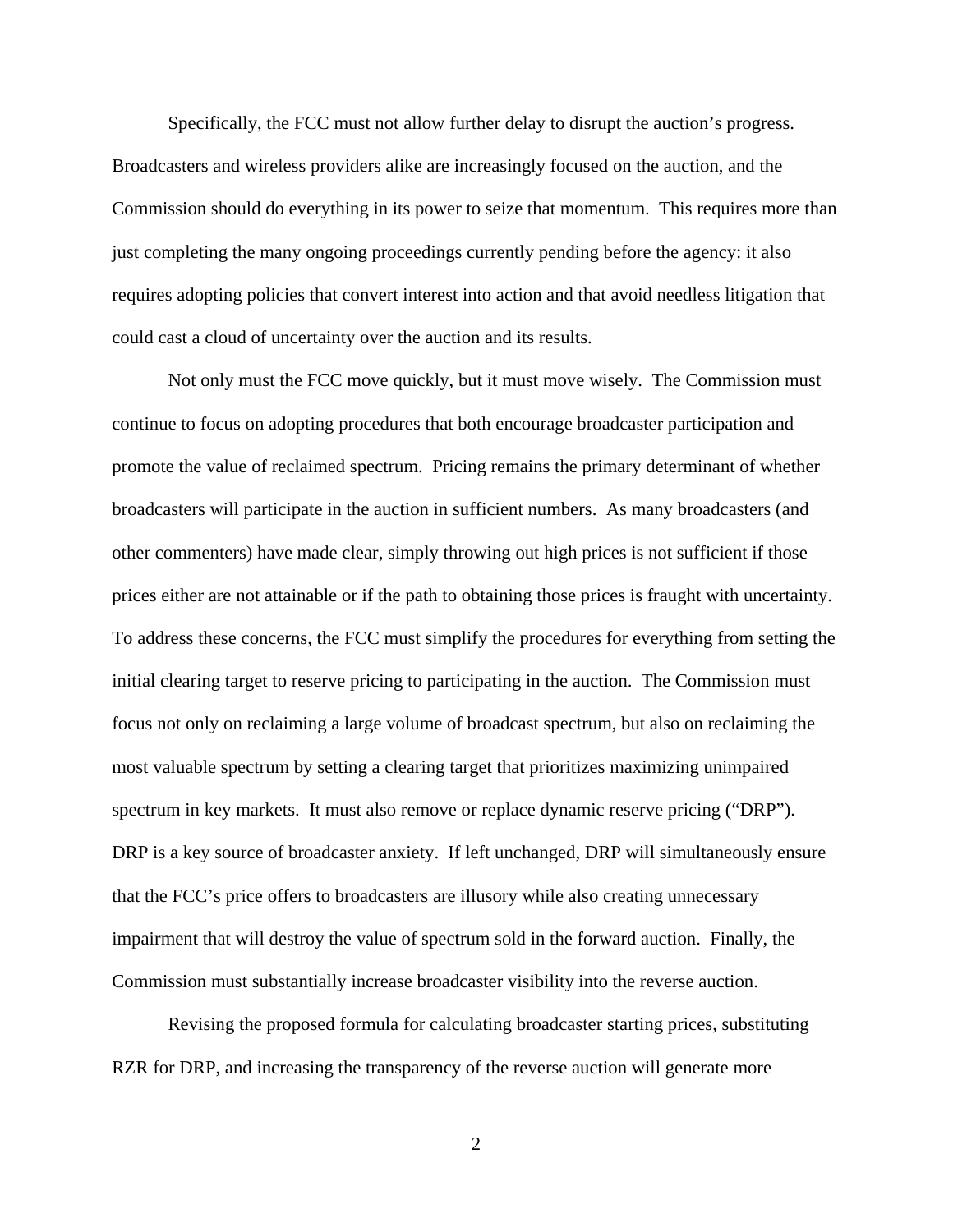Specifically, the FCC must not allow further delay to disrupt the auction's progress. Broadcasters and wireless providers alike are increasingly focused on the auction, and the Commission should do everything in its power to seize that momentum. This requires more than just completing the many ongoing proceedings currently pending before the agency: it also requires adopting policies that convert interest into action and that avoid needless litigation that could cast a cloud of uncertainty over the auction and its results.

Not only must the FCC move quickly, but it must move wisely. The Commission must continue to focus on adopting procedures that both encourage broadcaster participation and promote the value of reclaimed spectrum. Pricing remains the primary determinant of whether broadcasters will participate in the auction in sufficient numbers. As many broadcasters (and other commenters) have made clear, simply throwing out high prices is not sufficient if those prices either are not attainable or if the path to obtaining those prices is fraught with uncertainty. To address these concerns, the FCC must simplify the procedures for everything from setting the initial clearing target to reserve pricing to participating in the auction. The Commission must focus not only on reclaiming a large volume of broadcast spectrum, but also on reclaiming the most valuable spectrum by setting a clearing target that prioritizes maximizing unimpaired spectrum in key markets. It must also remove or replace dynamic reserve pricing ("DRP"). DRP is a key source of broadcaster anxiety. If left unchanged, DRP will simultaneously ensure that the FCC's price offers to broadcasters are illusory while also creating unnecessary impairment that will destroy the value of spectrum sold in the forward auction. Finally, the Commission must substantially increase broadcaster visibility into the reverse auction.

Revising the proposed formula for calculating broadcaster starting prices, substituting RZR for DRP, and increasing the transparency of the reverse auction will generate more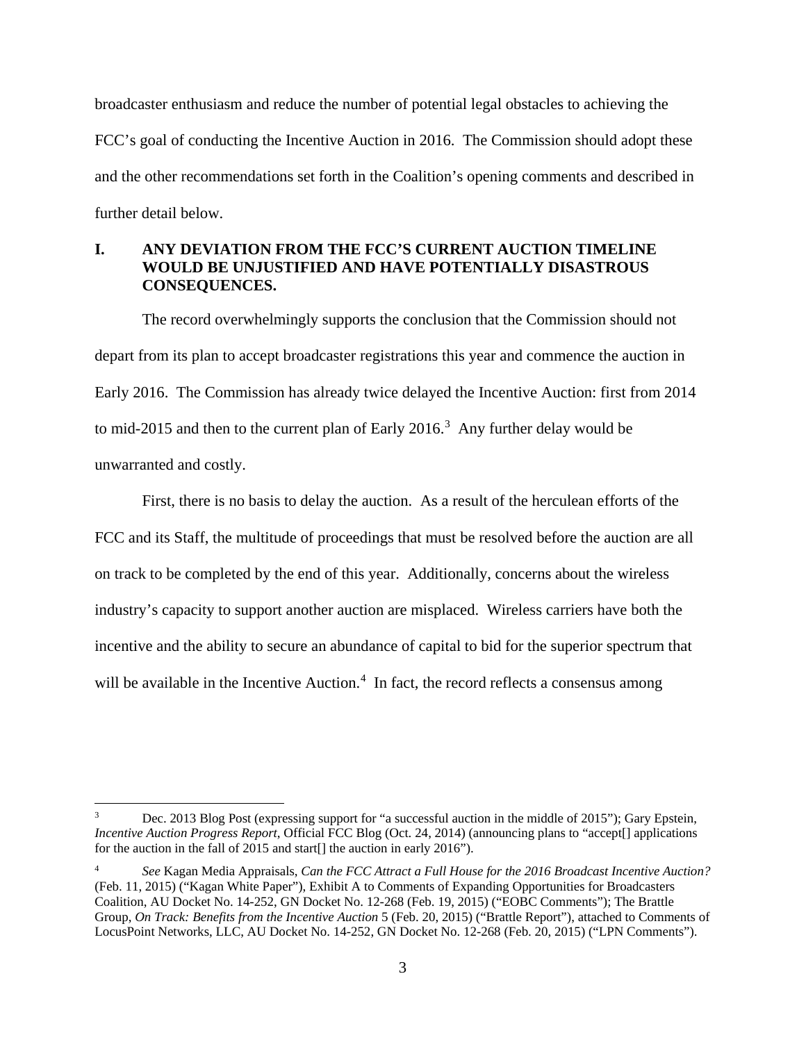broadcaster enthusiasm and reduce the number of potential legal obstacles to achieving the FCC's goal of conducting the Incentive Auction in 2016. The Commission should adopt these and the other recommendations set forth in the Coalition's opening comments and described in further detail below.

## I. ANY DEVIATION FROM THE FCC'S CURRENT AUCTION TIMELINE WOULD BE UNJUSTIFIED AND HAVE POTENTIALLY DISASTROUS CONSEQUENCES.

The record overwhelmingly supports the conclusion that the Commission should not depart from its plan to accept broadcaster registrations this year and commence the auction in Early 2016. The Commission has already twice delayed the Incentive Auction: first from 2014 to mid-2015 and then to the current plan of Early 2016.[3] Any further delay would be unwarranted and costly.

First, there is no basis to delay the auction. As a result of the herculean efforts of the FCC and its Staff, the multitude of proceedings that must be resolved before the auction are all on track to be completed by the end of this year. Additionally, concerns about the wireless industry's capacity to support another auction are misplaced. Wireless carriers have both the incentive and the ability to secure an abundance of capital to bid for the superior spectrum that will be available in the Incentive Auction.[4] In fact, the record reflects a consensus among

---

[3] Dec. 2013 Blog Post (expressing support for "a successful auction in the middle of 2015"); Gary Epstein, *Incentive Auction Progress Report*, Official FCC Blog (Oct. 24, 2014) (announcing plans to "accept[] applications for the auction in the fall of 2015 and start[] the auction in early 2016").

[4] *See* Kagan Media Appraisals, *Can the FCC Attract a Full House for the 2016 Broadcast Incentive Auction?* (Feb. 11, 2015) ("Kagan White Paper"), Exhibit A to Comments of Expanding Opportunities for Broadcasters Coalition, AU Docket No. 14-252, GN Docket No. 12-268 (Feb. 19, 2015) ("EOBC Comments"); The Brattle Group, *On Track: Benefits from the Incentive Auction* 5 (Feb. 20, 2015) ("Brattle Report"), attached to Comments of LocusPoint Networks, LLC, AU Docket No. 14-252, GN Docket No. 12-268 (Feb. 20, 2015) ("LPN Comments").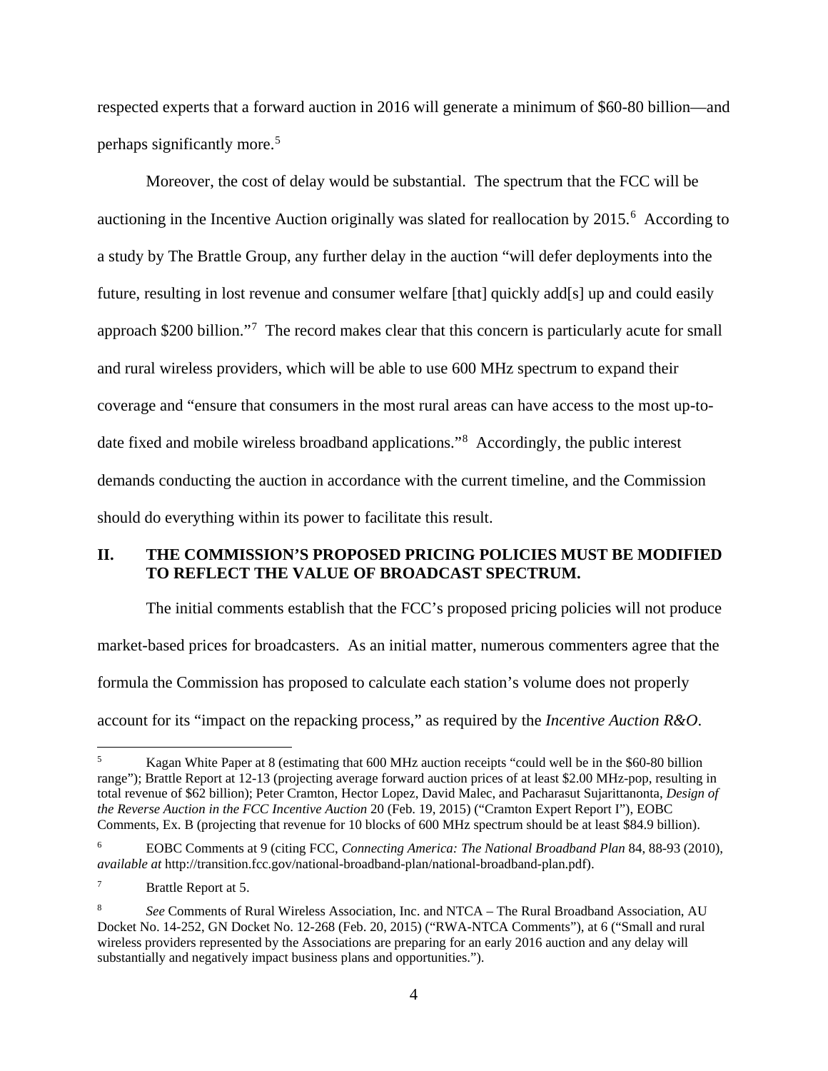respected experts that a forward auction in 2016 will generate a minimum of $60-80 billion—and perhaps significantly more.[5]

Moreover, the cost of delay would be substantial. The spectrum that the FCC will be auctioning in the Incentive Auction originally was slated for reallocation by 2015.[6] According to a study by The Brattle Group, any further delay in the auction "will defer deployments into the future, resulting in lost revenue and consumer welfare [that] quickly add[s] up and could easily approach $200 billion."[7] The record makes clear that this concern is particularly acute for small and rural wireless providers, which will be able to use 600 MHz spectrum to expand their coverage and "ensure that consumers in the most rural areas can have access to the most up-to-date fixed and mobile wireless broadband applications."[8] Accordingly, the public interest demands conducting the auction in accordance with the current timeline, and the Commission should do everything within its power to facilitate this result.

## II. THE COMMISSION'S PROPOSED PRICING POLICIES MUST BE MODIFIED TO REFLECT THE VALUE OF BROADCAST SPECTRUM.

The initial comments establish that the FCC's proposed pricing policies will not produce market-based prices for broadcasters. As an initial matter, numerous commenters agree that the formula the Commission has proposed to calculate each station's volume does not properly account for its "impact on the repacking process," as required by the *Incentive Auction R&O*.

---

[5] Kagan White Paper at 8 (estimating that 600 MHz auction receipts "could well be in the $60-80 billion range"); Brattle Report at 12-13 (projecting average forward auction prices of at least $2.00 MHz-pop, resulting in total revenue of $62 billion); Peter Cramton, Hector Lopez, David Malec, and Pacharasut Sujarittanonta, *Design of the Reverse Auction in the FCC Incentive Auction* 20 (Feb. 19, 2015) ("Cramton Expert Report I"), EOBC Comments, Ex. B (projecting that revenue for 10 blocks of 600 MHz spectrum should be at least $84.9 billion).

[6] EOBC Comments at 9 (citing FCC, *Connecting America: The National Broadband Plan* 84, 88-93 (2010), *available at* http://transition.fcc.gov/national-broadband-plan/national-broadband-plan.pdf).

[7] Brattle Report at 5.

[8] *See* Comments of Rural Wireless Association, Inc. and NTCA – The Rural Broadband Association, AU Docket No. 14-252, GN Docket No. 12-268 (Feb. 20, 2015) ("RWA-NTCA Comments"), at 6 ("Small and rural wireless providers represented by the Associations are preparing for an early 2016 auction and any delay will substantially and negatively impact business plans and opportunities.").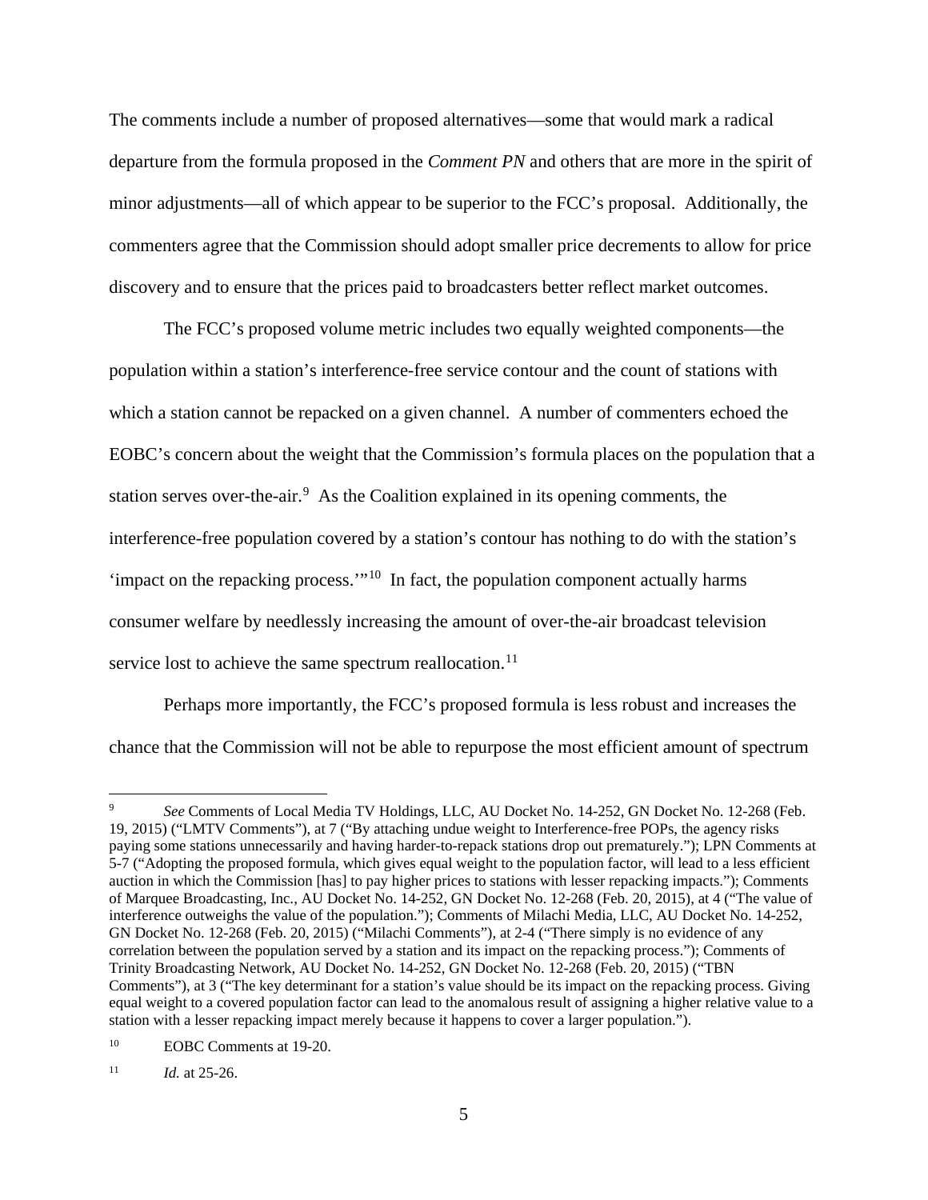The comments include a number of proposed alternatives—some that would mark a radical departure from the formula proposed in the *Comment PN* and others that are more in the spirit of minor adjustments—all of which appear to be superior to the FCC's proposal. Additionally, the commenters agree that the Commission should adopt smaller price decrements to allow for price discovery and to ensure that the prices paid to broadcasters better reflect market outcomes.

The FCC's proposed volume metric includes two equally weighted components—the population within a station's interference-free service contour and the count of stations with which a station cannot be repacked on a given channel. A number of commenters echoed the EOBC's concern about the weight that the Commission's formula places on the population that a station serves over-the-air.[9] As the Coalition explained in its opening comments, the interference-free population covered by a station's contour has nothing to do with the station's 'impact on the repacking process.'"[10] In fact, the population component actually harms consumer welfare by needlessly increasing the amount of over-the-air broadcast television service lost to achieve the same spectrum reallocation.[11]

Perhaps more importantly, the FCC's proposed formula is less robust and increases the chance that the Commission will not be able to repurpose the most efficient amount of spectrum

---

[9] *See* Comments of Local Media TV Holdings, LLC, AU Docket No. 14-252, GN Docket No. 12-268 (Feb. 19, 2015) ("LMTV Comments"), at 7 ("By attaching undue weight to Interference-free POPs, the agency risks paying some stations unnecessarily and having harder-to-repack stations drop out prematurely."); LPN Comments at 5-7 ("Adopting the proposed formula, which gives equal weight to the population factor, will lead to a less efficient auction in which the Commission [has] to pay higher prices to stations with lesser repacking impacts."); Comments of Marquee Broadcasting, Inc., AU Docket No. 14-252, GN Docket No. 12-268 (Feb. 20, 2015), at 4 ("The value of interference outweighs the value of the population."); Comments of Milachi Media, LLC, AU Docket No. 14-252, GN Docket No. 12-268 (Feb. 20, 2015) ("Milachi Comments"), at 2-4 ("There simply is no evidence of any correlation between the population served by a station and its impact on the repacking process."); Comments of Trinity Broadcasting Network, AU Docket No. 14-252, GN Docket No. 12-268 (Feb. 20, 2015) ("TBN Comments"), at 3 ("The key determinant for a station's value should be its impact on the repacking process. Giving equal weight to a covered population factor can lead to the anomalous result of assigning a higher relative value to a station with a lesser repacking impact merely because it happens to cover a larger population.").

[10] EOBC Comments at 19-20.

[11] *Id.* at 25-26.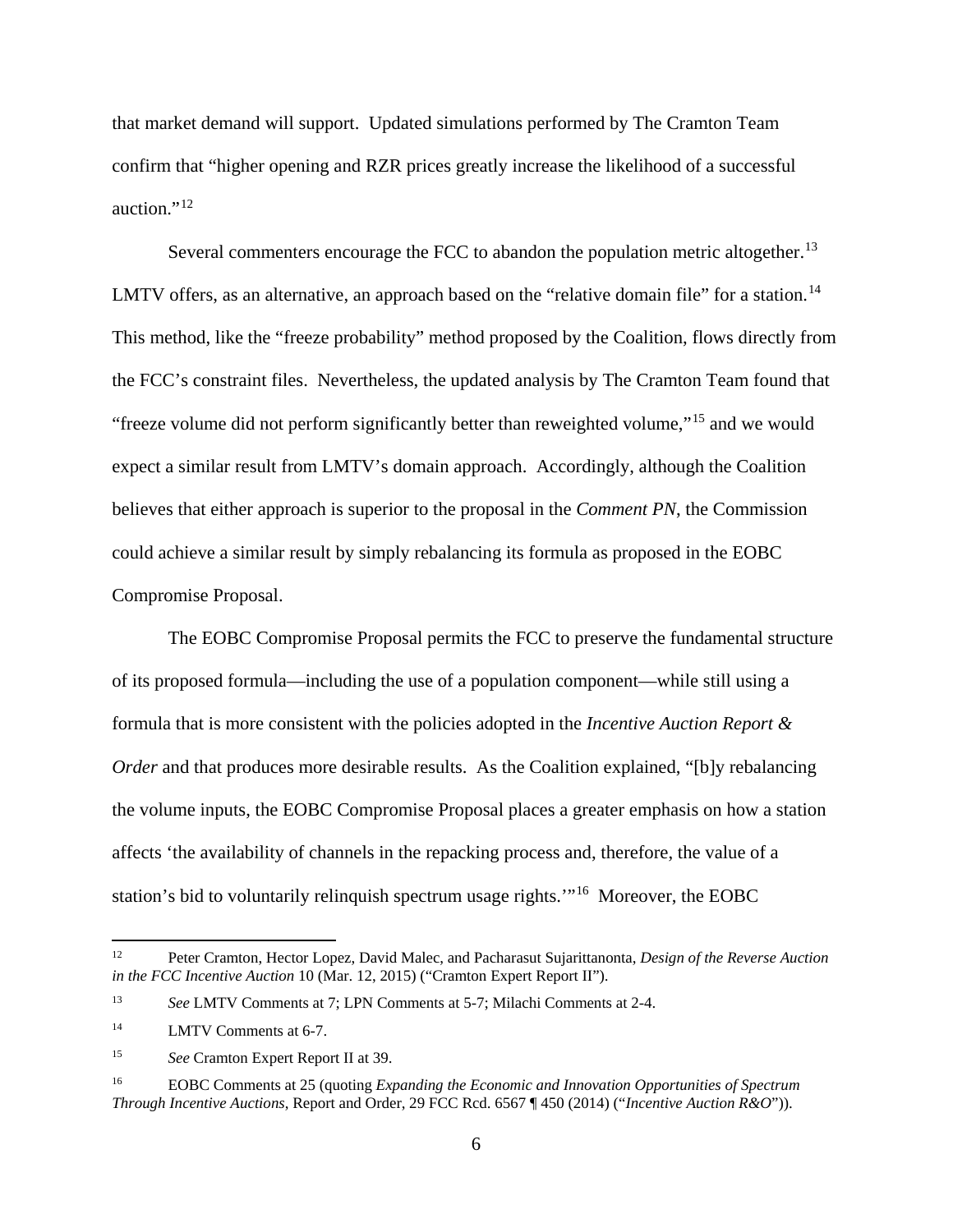that market demand will support. Updated simulations performed by The Cramton Team confirm that "higher opening and RZR prices greatly increase the likelihood of a successful auction."[12]

Several commenters encourage the FCC to abandon the population metric altogether.[13] LMTV offers, as an alternative, an approach based on the "relative domain file" for a station.[14] This method, like the "freeze probability" method proposed by the Coalition, flows directly from the FCC's constraint files. Nevertheless, the updated analysis by The Cramton Team found that "freeze volume did not perform significantly better than reweighted volume,"[15] and we would expect a similar result from LMTV's domain approach. Accordingly, although the Coalition believes that either approach is superior to the proposal in the *Comment PN*, the Commission could achieve a similar result by simply rebalancing its formula as proposed in the EOBC Compromise Proposal.

The EOBC Compromise Proposal permits the FCC to preserve the fundamental structure of its proposed formula—including the use of a population component—while still using a formula that is more consistent with the policies adopted in the *Incentive Auction Report & Order* and that produces more desirable results. As the Coalition explained, "[b]y rebalancing the volume inputs, the EOBC Compromise Proposal places a greater emphasis on how a station affects 'the availability of channels in the repacking process and, therefore, the value of a station's bid to voluntarily relinquish spectrum usage rights.'"[16] Moreover, the EOBC

---

[12] Peter Cramton, Hector Lopez, David Malec, and Pacharasut Sujarittanonta, *Design of the Reverse Auction in the FCC Incentive Auction* 10 (Mar. 12, 2015) ("Cramton Expert Report II").

[13] *See* LMTV Comments at 7; LPN Comments at 5-7; Milachi Comments at 2-4.

[14] LMTV Comments at 6-7.

[15] *See* Cramton Expert Report II at 39.

[16] EOBC Comments at 25 (quoting *Expanding the Economic and Innovation Opportunities of Spectrum Through Incentive Auctions*, Report and Order, 29 FCC Rcd. 6567 ¶ 450 (2014) ("*Incentive Auction R&O*")).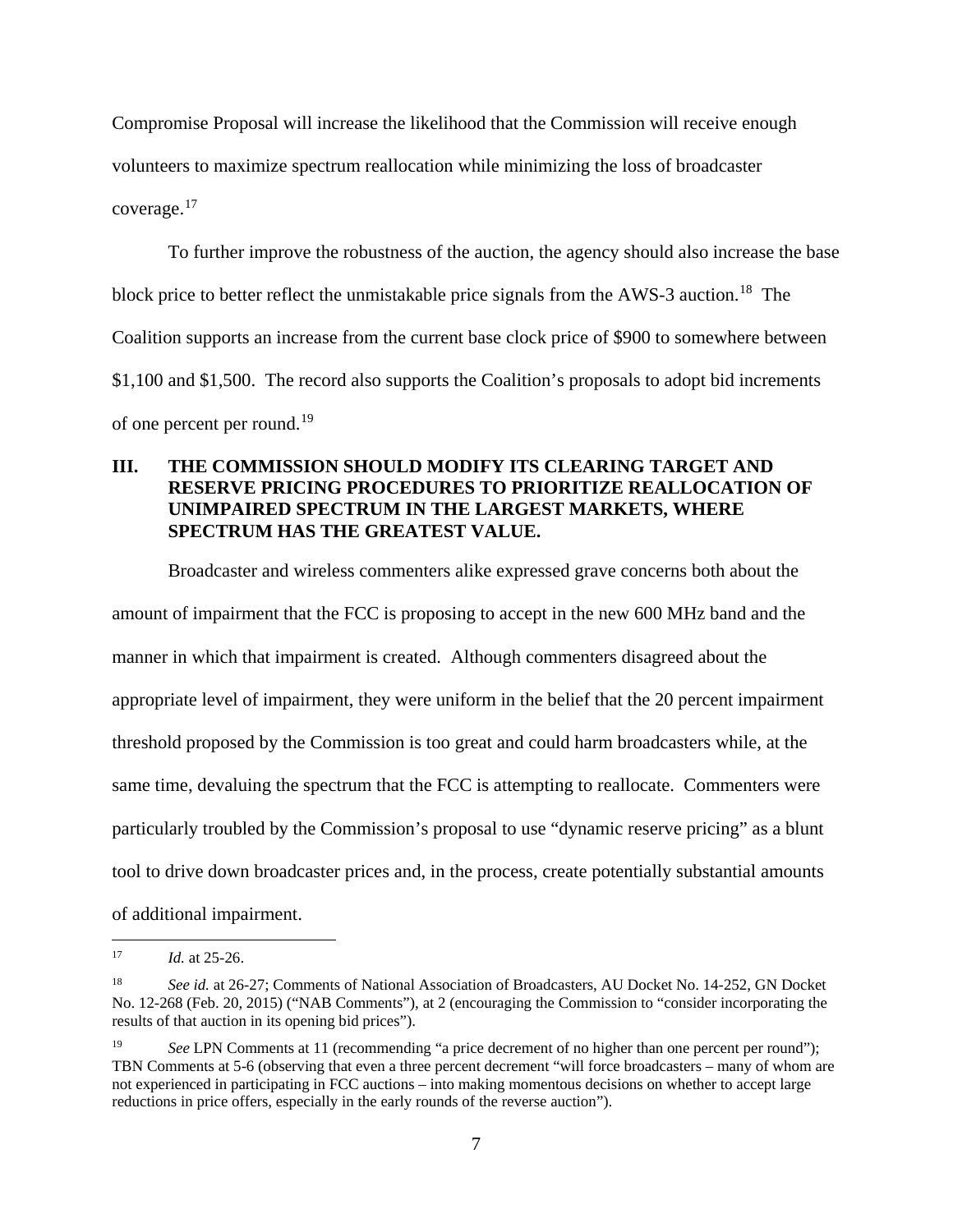Compromise Proposal will increase the likelihood that the Commission will receive enough volunteers to maximize spectrum reallocation while minimizing the loss of broadcaster coverage.[17]

To further improve the robustness of the auction, the agency should also increase the base block price to better reflect the unmistakable price signals from the AWS-3 auction.[18] The Coalition supports an increase from the current base clock price of $900 to somewhere between $1,100 and $1,500. The record also supports the Coalition's proposals to adopt bid increments of one percent per round.[19]

## III. THE COMMISSION SHOULD MODIFY ITS CLEARING TARGET AND RESERVE PRICING PROCEDURES TO PRIORITIZE REALLOCATION OF UNIMPAIRED SPECTRUM IN THE LARGEST MARKETS, WHERE SPECTRUM HAS THE GREATEST VALUE.

Broadcaster and wireless commenters alike expressed grave concerns both about the amount of impairment that the FCC is proposing to accept in the new 600 MHz band and the manner in which that impairment is created. Although commenters disagreed about the appropriate level of impairment, they were uniform in the belief that the 20 percent impairment threshold proposed by the Commission is too great and could harm broadcasters while, at the same time, devaluing the spectrum that the FCC is attempting to reallocate. Commenters were particularly troubled by the Commission's proposal to use "dynamic reserve pricing" as a blunt tool to drive down broadcaster prices and, in the process, create potentially substantial amounts of additional impairment.

---

[17] *Id.* at 25-26.

[18] *See id.* at 26-27; Comments of National Association of Broadcasters, AU Docket No. 14-252, GN Docket No. 12-268 (Feb. 20, 2015) ("NAB Comments"), at 2 (encouraging the Commission to "consider incorporating the results of that auction in its opening bid prices").

[19] *See* LPN Comments at 11 (recommending "a price decrement of no higher than one percent per round"); TBN Comments at 5-6 (observing that even a three percent decrement "will force broadcasters – many of whom are not experienced in participating in FCC auctions – into making momentous decisions on whether to accept large reductions in price offers, especially in the early rounds of the reverse auction").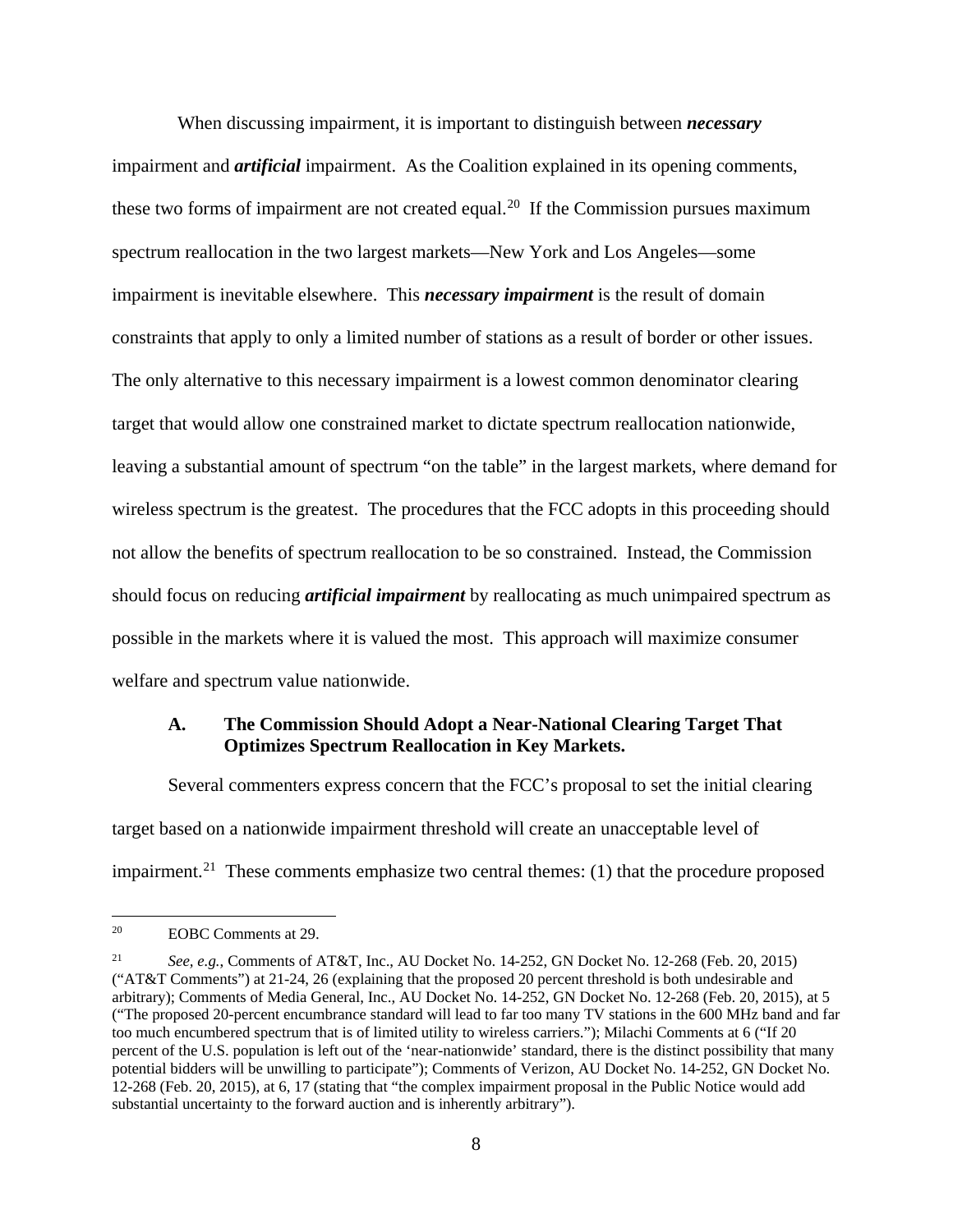When discussing impairment, it is important to distinguish between ***necessary*** impairment and ***artificial*** impairment. As the Coalition explained in its opening comments, these two forms of impairment are not created equal.[20] If the Commission pursues maximum spectrum reallocation in the two largest markets—New York and Los Angeles—some impairment is inevitable elsewhere. This ***necessary impairment*** is the result of domain constraints that apply to only a limited number of stations as a result of border or other issues. The only alternative to this necessary impairment is a lowest common denominator clearing target that would allow one constrained market to dictate spectrum reallocation nationwide, leaving a substantial amount of spectrum "on the table" in the largest markets, where demand for wireless spectrum is the greatest. The procedures that the FCC adopts in this proceeding should not allow the benefits of spectrum reallocation to be so constrained. Instead, the Commission should focus on reducing ***artificial impairment*** by reallocating as much unimpaired spectrum as possible in the markets where it is valued the most. This approach will maximize consumer welfare and spectrum value nationwide.

### A. The Commission Should Adopt a Near-National Clearing Target That Optimizes Spectrum Reallocation in Key Markets.

Several commenters express concern that the FCC's proposal to set the initial clearing target based on a nationwide impairment threshold will create an unacceptable level of impairment.[21] These comments emphasize two central themes: (1) that the procedure proposed

---

[20] EOBC Comments at 29.

[21] *See, e.g.*, Comments of AT&T, Inc., AU Docket No. 14-252, GN Docket No. 12-268 (Feb. 20, 2015) ("AT&T Comments") at 21-24, 26 (explaining that the proposed 20 percent threshold is both undesirable and arbitrary); Comments of Media General, Inc., AU Docket No. 14-252, GN Docket No. 12-268 (Feb. 20, 2015), at 5 ("The proposed 20-percent encumbrance standard will lead to far too many TV stations in the 600 MHz band and far too much encumbered spectrum that is of limited utility to wireless carriers."); Milachi Comments at 6 ("If 20 percent of the U.S. population is left out of the 'near-nationwide' standard, there is the distinct possibility that many potential bidders will be unwilling to participate"); Comments of Verizon, AU Docket No. 14-252, GN Docket No. 12-268 (Feb. 20, 2015), at 6, 17 (stating that "the complex impairment proposal in the Public Notice would add substantial uncertainty to the forward auction and is inherently arbitrary").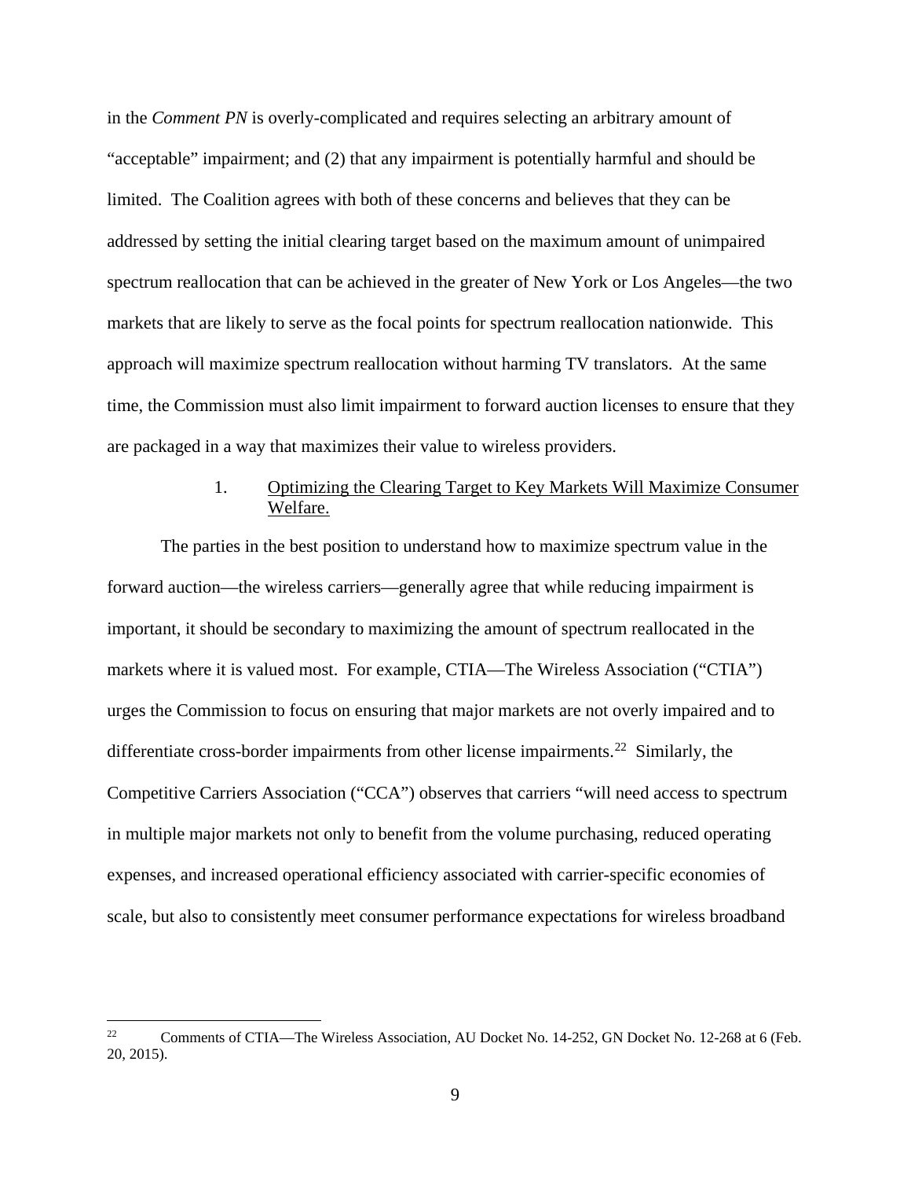in the *Comment PN* is overly-complicated and requires selecting an arbitrary amount of "acceptable" impairment; and (2) that any impairment is potentially harmful and should be limited. The Coalition agrees with both of these concerns and believes that they can be addressed by setting the initial clearing target based on the maximum amount of unimpaired spectrum reallocation that can be achieved in the greater of New York or Los Angeles—the two markets that are likely to serve as the focal points for spectrum reallocation nationwide. This approach will maximize spectrum reallocation without harming TV translators. At the same time, the Commission must also limit impairment to forward auction licenses to ensure that they are packaged in a way that maximizes their value to wireless providers.

1. Optimizing the Clearing Target to Key Markets Will Maximize Consumer Welfare.

The parties in the best position to understand how to maximize spectrum value in the forward auction—the wireless carriers—generally agree that while reducing impairment is important, it should be secondary to maximizing the amount of spectrum reallocated in the markets where it is valued most. For example, CTIA—The Wireless Association ("CTIA") urges the Commission to focus on ensuring that major markets are not overly impaired and to differentiate cross-border impairments from other license impairments.[22] Similarly, the Competitive Carriers Association ("CCA") observes that carriers "will need access to spectrum in multiple major markets not only to benefit from the volume purchasing, reduced operating expenses, and increased operational efficiency associated with carrier-specific economies of scale, but also to consistently meet consumer performance expectations for wireless broadband

---

[22] Comments of CTIA—The Wireless Association, AU Docket No. 14-252, GN Docket No. 12-268 at 6 (Feb. 20, 2015).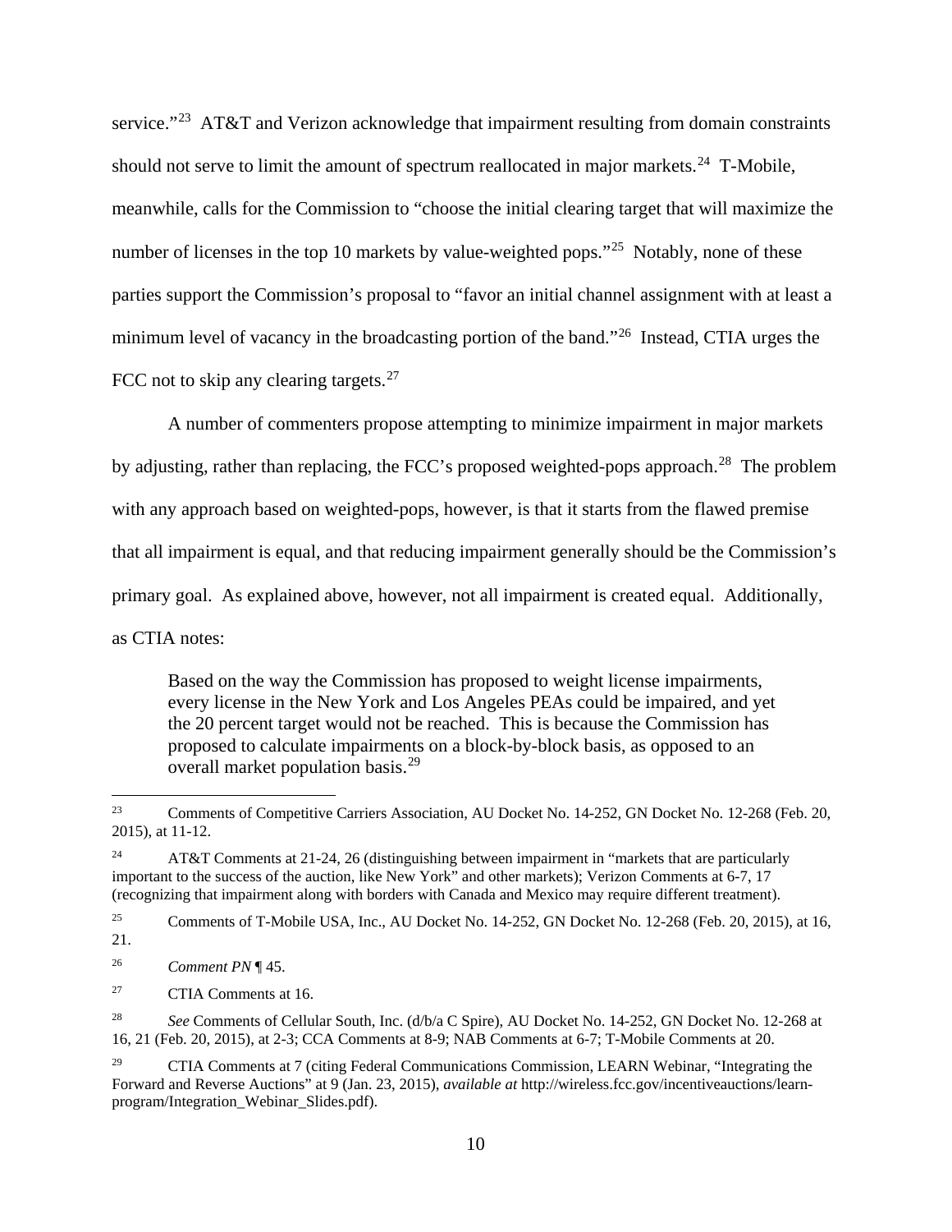service."[23] AT&T and Verizon acknowledge that impairment resulting from domain constraints should not serve to limit the amount of spectrum reallocated in major markets.[24] T-Mobile, meanwhile, calls for the Commission to "choose the initial clearing target that will maximize the number of licenses in the top 10 markets by value-weighted pops."[25] Notably, none of these parties support the Commission's proposal to "favor an initial channel assignment with at least a minimum level of vacancy in the broadcasting portion of the band."[26] Instead, CTIA urges the FCC not to skip any clearing targets.[27]

A number of commenters propose attempting to minimize impairment in major markets by adjusting, rather than replacing, the FCC's proposed weighted-pops approach.[28] The problem with any approach based on weighted-pops, however, is that it starts from the flawed premise that all impairment is equal, and that reducing impairment generally should be the Commission's primary goal. As explained above, however, not all impairment is created equal. Additionally, as CTIA notes:

> Based on the way the Commission has proposed to weight license impairments, every license in the New York and Los Angeles PEAs could be impaired, and yet the 20 percent target would not be reached. This is because the Commission has proposed to calculate impairments on a block-by-block basis, as opposed to an overall market population basis.[29]

---

[23] Comments of Competitive Carriers Association, AU Docket No. 14-252, GN Docket No. 12-268 (Feb. 20, 2015), at 11-12.

[24] AT&T Comments at 21-24, 26 (distinguishing between impairment in "markets that are particularly important to the success of the auction, like New York" and other markets); Verizon Comments at 6-7, 17 (recognizing that impairment along with borders with Canada and Mexico may require different treatment).

[25] Comments of T-Mobile USA, Inc., AU Docket No. 14-252, GN Docket No. 12-268 (Feb. 20, 2015), at 16, 21.

[26] *Comment PN* ¶ 45.

[27] CTIA Comments at 16.

[28] *See* Comments of Cellular South, Inc. (d/b/a C Spire), AU Docket No. 14-252, GN Docket No. 12-268 at 16, 21 (Feb. 20, 2015), at 2-3; CCA Comments at 8-9; NAB Comments at 6-7; T-Mobile Comments at 20.

[29] CTIA Comments at 7 (citing Federal Communications Commission, LEARN Webinar, "Integrating the Forward and Reverse Auctions" at 9 (Jan. 23, 2015), *available at* http://wireless.fcc.gov/incentiveauctions/learn-program/Integration_Webinar_Slides.pdf).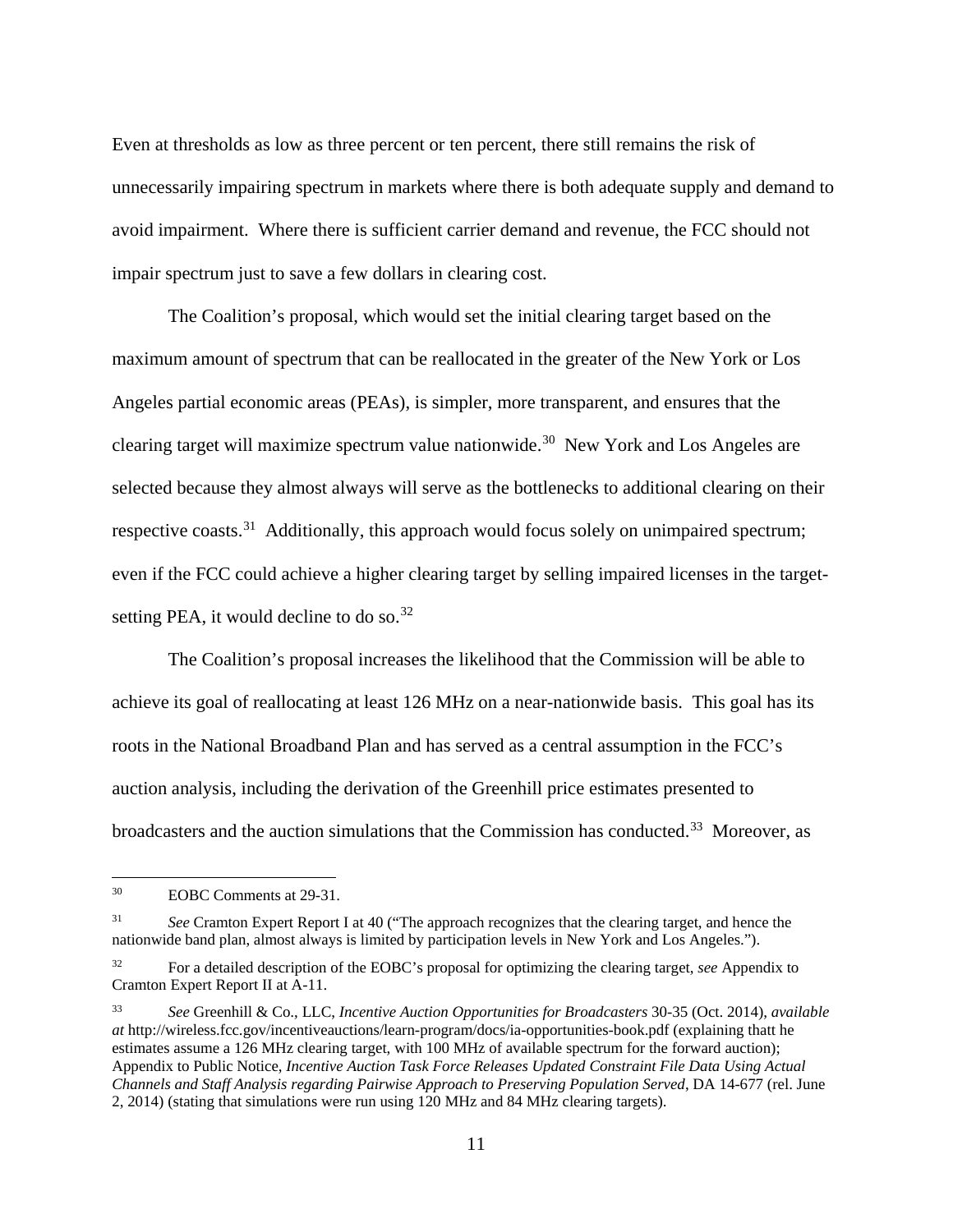Even at thresholds as low as three percent or ten percent, there still remains the risk of unnecessarily impairing spectrum in markets where there is both adequate supply and demand to avoid impairment. Where there is sufficient carrier demand and revenue, the FCC should not impair spectrum just to save a few dollars in clearing cost.

The Coalition's proposal, which would set the initial clearing target based on the maximum amount of spectrum that can be reallocated in the greater of the New York or Los Angeles partial economic areas (PEAs), is simpler, more transparent, and ensures that the clearing target will maximize spectrum value nationwide.[30] New York and Los Angeles are selected because they almost always will serve as the bottlenecks to additional clearing on their respective coasts.[31] Additionally, this approach would focus solely on unimpaired spectrum; even if the FCC could achieve a higher clearing target by selling impaired licenses in the target-setting PEA, it would decline to do so.[32]

The Coalition's proposal increases the likelihood that the Commission will be able to achieve its goal of reallocating at least 126 MHz on a near-nationwide basis. This goal has its roots in the National Broadband Plan and has served as a central assumption in the FCC's auction analysis, including the derivation of the Greenhill price estimates presented to broadcasters and the auction simulations that the Commission has conducted.[33] Moreover, as

---

[30] EOBC Comments at 29-31.

[31] *See* Cramton Expert Report I at 40 ("The approach recognizes that the clearing target, and hence the nationwide band plan, almost always is limited by participation levels in New York and Los Angeles.").

[32] For a detailed description of the EOBC's proposal for optimizing the clearing target, *see* Appendix to Cramton Expert Report II at A-11.

[33] *See* Greenhill & Co., LLC, *Incentive Auction Opportunities for Broadcasters* 30-35 (Oct. 2014), *available at* http://wireless.fcc.gov/incentiveauctions/learn-program/docs/ia-opportunities-book.pdf (explaining thatt he estimates assume a 126 MHz clearing target, with 100 MHz of available spectrum for the forward auction); Appendix to Public Notice, *Incentive Auction Task Force Releases Updated Constraint File Data Using Actual Channels and Staff Analysis regarding Pairwise Approach to Preserving Population Served*, DA 14-677 (rel. June 2, 2014) (stating that simulations were run using 120 MHz and 84 MHz clearing targets).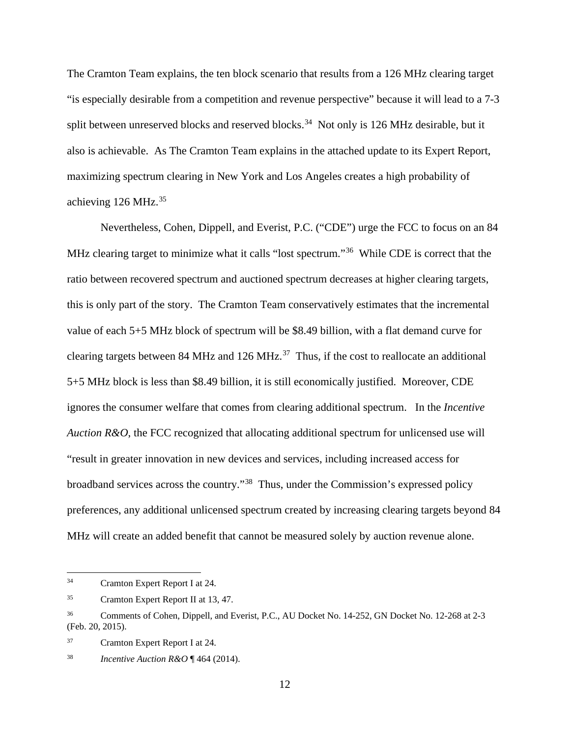The Cramton Team explains, the ten block scenario that results from a 126 MHz clearing target "is especially desirable from a competition and revenue perspective" because it will lead to a 7-3 split between unreserved blocks and reserved blocks.[34] Not only is 126 MHz desirable, but it also is achievable. As The Cramton Team explains in the attached update to its Expert Report, maximizing spectrum clearing in New York and Los Angeles creates a high probability of achieving 126 MHz.[35]

Nevertheless, Cohen, Dippell, and Everist, P.C. ("CDE") urge the FCC to focus on an 84 MHz clearing target to minimize what it calls "lost spectrum."[36] While CDE is correct that the ratio between recovered spectrum and auctioned spectrum decreases at higher clearing targets, this is only part of the story. The Cramton Team conservatively estimates that the incremental value of each 5+5 MHz block of spectrum will be $8.49 billion, with a flat demand curve for clearing targets between 84 MHz and 126 MHz.[37] Thus, if the cost to reallocate an additional 5+5 MHz block is less than $8.49 billion, it is still economically justified. Moreover, CDE ignores the consumer welfare that comes from clearing additional spectrum. In the *Incentive Auction R&O*, the FCC recognized that allocating additional spectrum for unlicensed use will "result in greater innovation in new devices and services, including increased access for broadband services across the country."[38] Thus, under the Commission's expressed policy preferences, any additional unlicensed spectrum created by increasing clearing targets beyond 84 MHz will create an added benefit that cannot be measured solely by auction revenue alone.

---

[34] Cramton Expert Report I at 24.

[35] Cramton Expert Report II at 13, 47.

[36] Comments of Cohen, Dippell, and Everist, P.C., AU Docket No. 14-252, GN Docket No. 12-268 at 2-3 (Feb. 20, 2015).

[37] Cramton Expert Report I at 24.

[38] *Incentive Auction R&O* ¶ 464 (2014).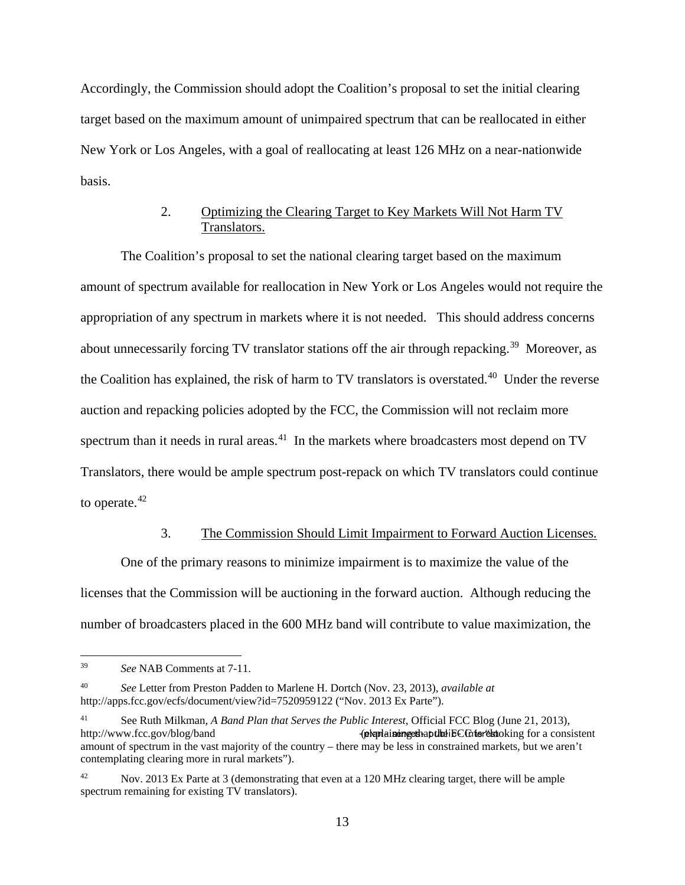Accordingly, the Commission should adopt the Coalition's proposal to set the initial clearing target based on the maximum amount of unimpaired spectrum that can be reallocated in either New York or Los Angeles, with a goal of reallocating at least 126 MHz on a near-nationwide basis.

### 2. Optimizing the Clearing Target to Key Markets Will Not Harm TV Translators.

The Coalition's proposal to set the national clearing target based on the maximum amount of spectrum available for reallocation in New York or Los Angeles would not require the appropriation of any spectrum in markets where it is not needed. This should address concerns about unnecessarily forcing TV translator stations off the air through repacking.[39] Moreover, as the Coalition has explained, the risk of harm to TV translators is overstated.[40] Under the reverse auction and repacking policies adopted by the FCC, the Commission will not reclaim more spectrum than it needs in rural areas.[41] In the markets where broadcasters most depend on TV Translators, there would be ample spectrum post-repack on which TV translators could continue to operate.[42]

### 3. The Commission Should Limit Impairment to Forward Auction Licenses.

One of the primary reasons to minimize impairment is to maximize the value of the licenses that the Commission will be auctioning in the forward auction. Although reducing the number of broadcasters placed in the 600 MHz band will contribute to value maximization, the

---

39 *See* NAB Comments at 7-11.

40 *See* Letter from Preston Padden to Marlene H. Dortch (Nov. 23, 2013), *available at* http://apps.fcc.gov/ecfs/document/view?id=7520959122 ("Nov. 2013 Ex Parte").

41 See Ruth Milkman, *A Band Plan that Serves the Public Interest*, Official FCC Blog (June 21, 2013), http://www.fcc.gov/blog/band-plan-serves-public-interest (explaining that the FCC is "looking for a consistent amount of spectrum in the vast majority of the country – there may be less in constrained markets, but we aren't contemplating clearing more in rural markets").

42 Nov. 2013 Ex Parte at 3 (demonstrating that even at a 120 MHz clearing target, there will be ample spectrum remaining for existing TV translators).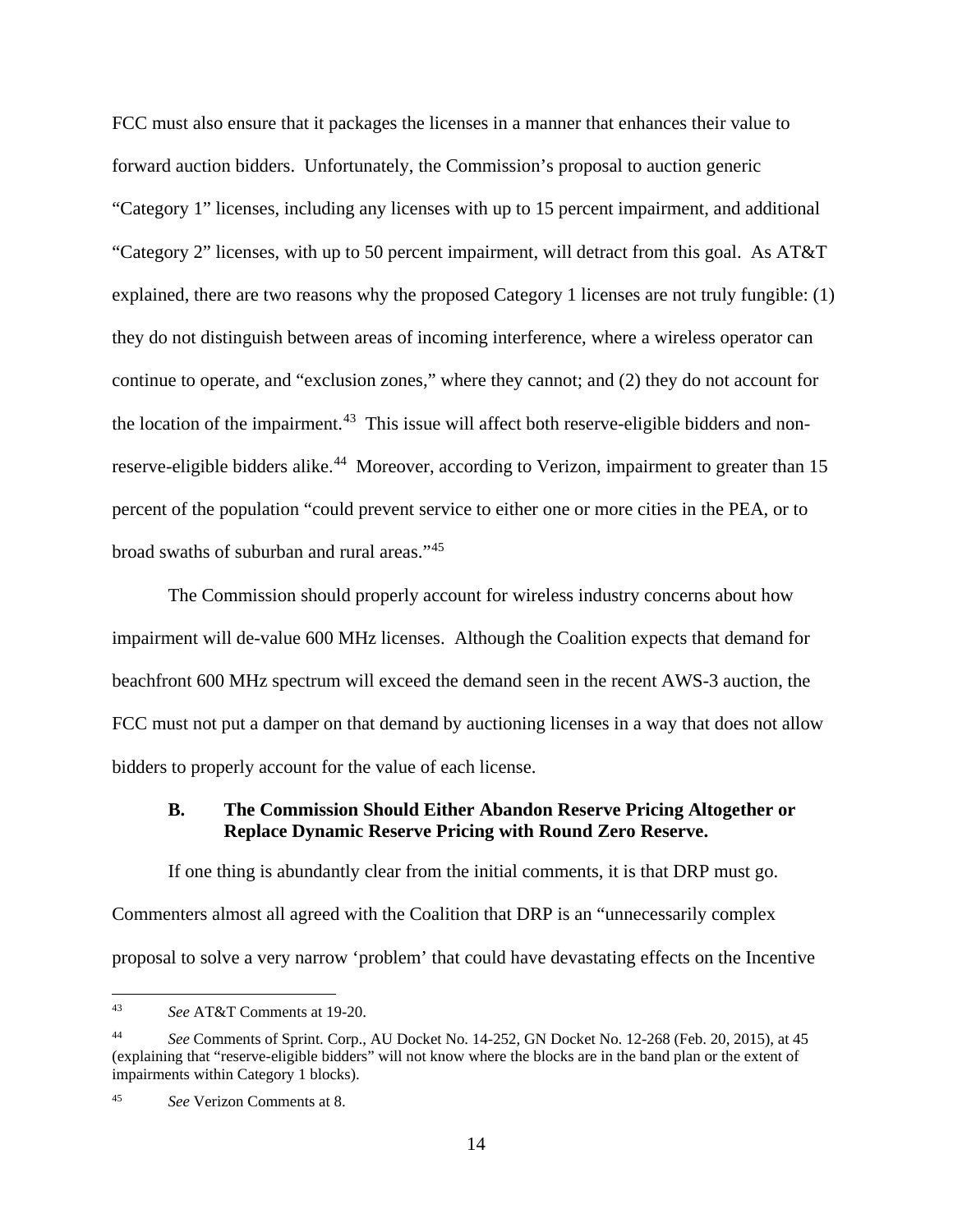FCC must also ensure that it packages the licenses in a manner that enhances their value to forward auction bidders. Unfortunately, the Commission's proposal to auction generic "Category 1" licenses, including any licenses with up to 15 percent impairment, and additional "Category 2" licenses, with up to 50 percent impairment, will detract from this goal. As AT&T explained, there are two reasons why the proposed Category 1 licenses are not truly fungible: (1) they do not distinguish between areas of incoming interference, where a wireless operator can continue to operate, and "exclusion zones," where they cannot; and (2) they do not account for the location of the impairment.[43] This issue will affect both reserve-eligible bidders and non-reserve-eligible bidders alike.[44] Moreover, according to Verizon, impairment to greater than 15 percent of the population "could prevent service to either one or more cities in the PEA, or to broad swaths of suburban and rural areas."[45]

The Commission should properly account for wireless industry concerns about how impairment will de-value 600 MHz licenses. Although the Coalition expects that demand for beachfront 600 MHz spectrum will exceed the demand seen in the recent AWS-3 auction, the FCC must not put a damper on that demand by auctioning licenses in a way that does not allow bidders to properly account for the value of each license.

### B. The Commission Should Either Abandon Reserve Pricing Altogether or Replace Dynamic Reserve Pricing with Round Zero Reserve.

If one thing is abundantly clear from the initial comments, it is that DRP must go. Commenters almost all agreed with the Coalition that DRP is an "unnecessarily complex proposal to solve a very narrow 'problem' that could have devastating effects on the Incentive

---

[43] *See* AT&T Comments at 19-20.

[44] *See* Comments of Sprint. Corp., AU Docket No. 14-252, GN Docket No. 12-268 (Feb. 20, 2015), at 45 (explaining that "reserve-eligible bidders" will not know where the blocks are in the band plan or the extent of impairments within Category 1 blocks).

[45] *See* Verizon Comments at 8.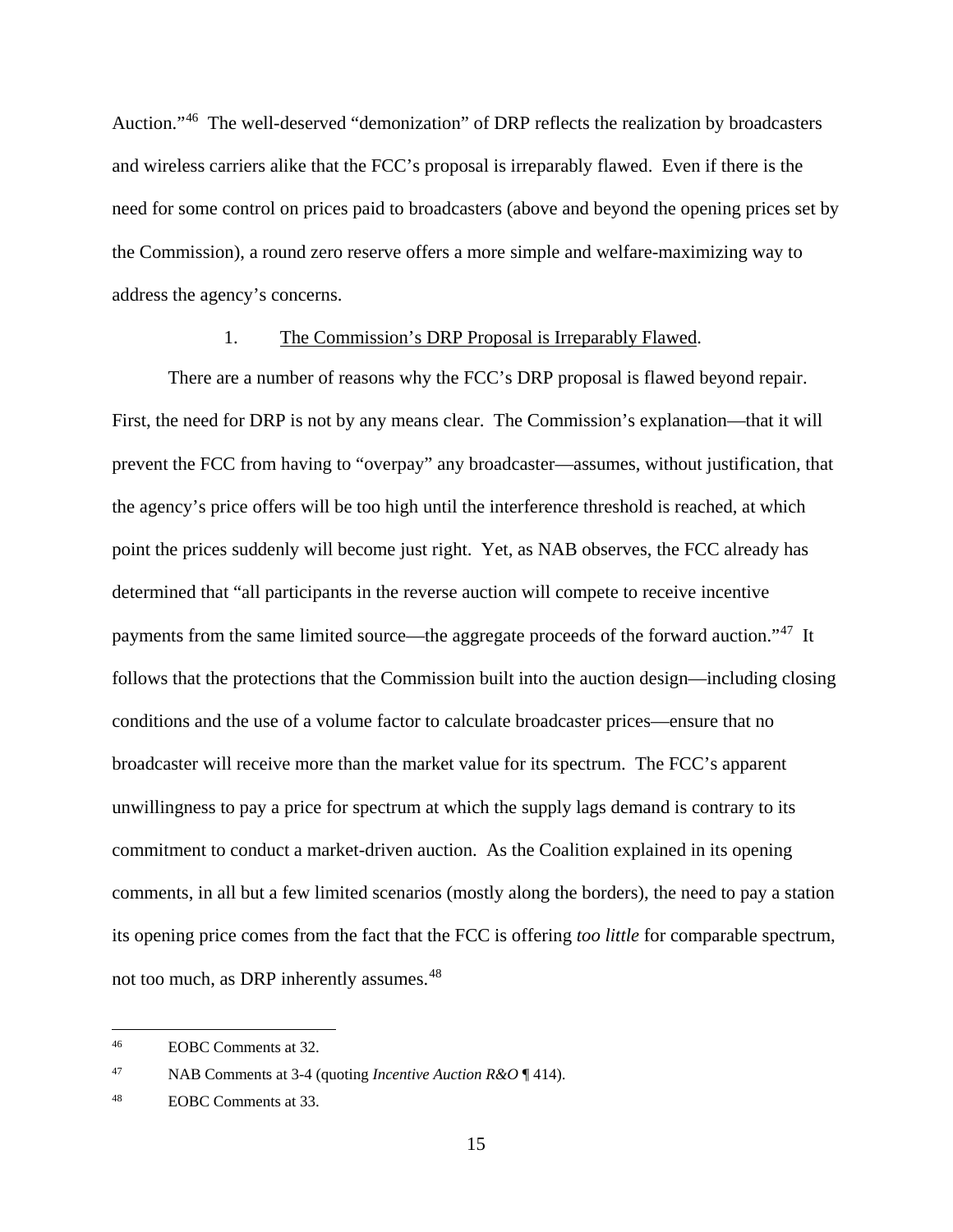Auction."[46] The well-deserved "demonization" of DRP reflects the realization by broadcasters and wireless carriers alike that the FCC's proposal is irreparably flawed. Even if there is the need for some control on prices paid to broadcasters (above and beyond the opening prices set by the Commission), a round zero reserve offers a more simple and welfare-maximizing way to address the agency's concerns.

1. The Commission's DRP Proposal is Irreparably Flawed.

There are a number of reasons why the FCC's DRP proposal is flawed beyond repair. First, the need for DRP is not by any means clear. The Commission's explanation—that it will prevent the FCC from having to "overpay" any broadcaster—assumes, without justification, that the agency's price offers will be too high until the interference threshold is reached, at which point the prices suddenly will become just right. Yet, as NAB observes, the FCC already has determined that "all participants in the reverse auction will compete to receive incentive payments from the same limited source—the aggregate proceeds of the forward auction."[47] It follows that the protections that the Commission built into the auction design—including closing conditions and the use of a volume factor to calculate broadcaster prices—ensure that no broadcaster will receive more than the market value for its spectrum. The FCC's apparent unwillingness to pay a price for spectrum at which the supply lags demand is contrary to its commitment to conduct a market-driven auction. As the Coalition explained in its opening comments, in all but a few limited scenarios (mostly along the borders), the need to pay a station its opening price comes from the fact that the FCC is offering *too little* for comparable spectrum, not too much, as DRP inherently assumes.[48]

---

[46] EOBC Comments at 32.

[47] NAB Comments at 3-4 (quoting *Incentive Auction R&O* ¶ 414).

[48] EOBC Comments at 33.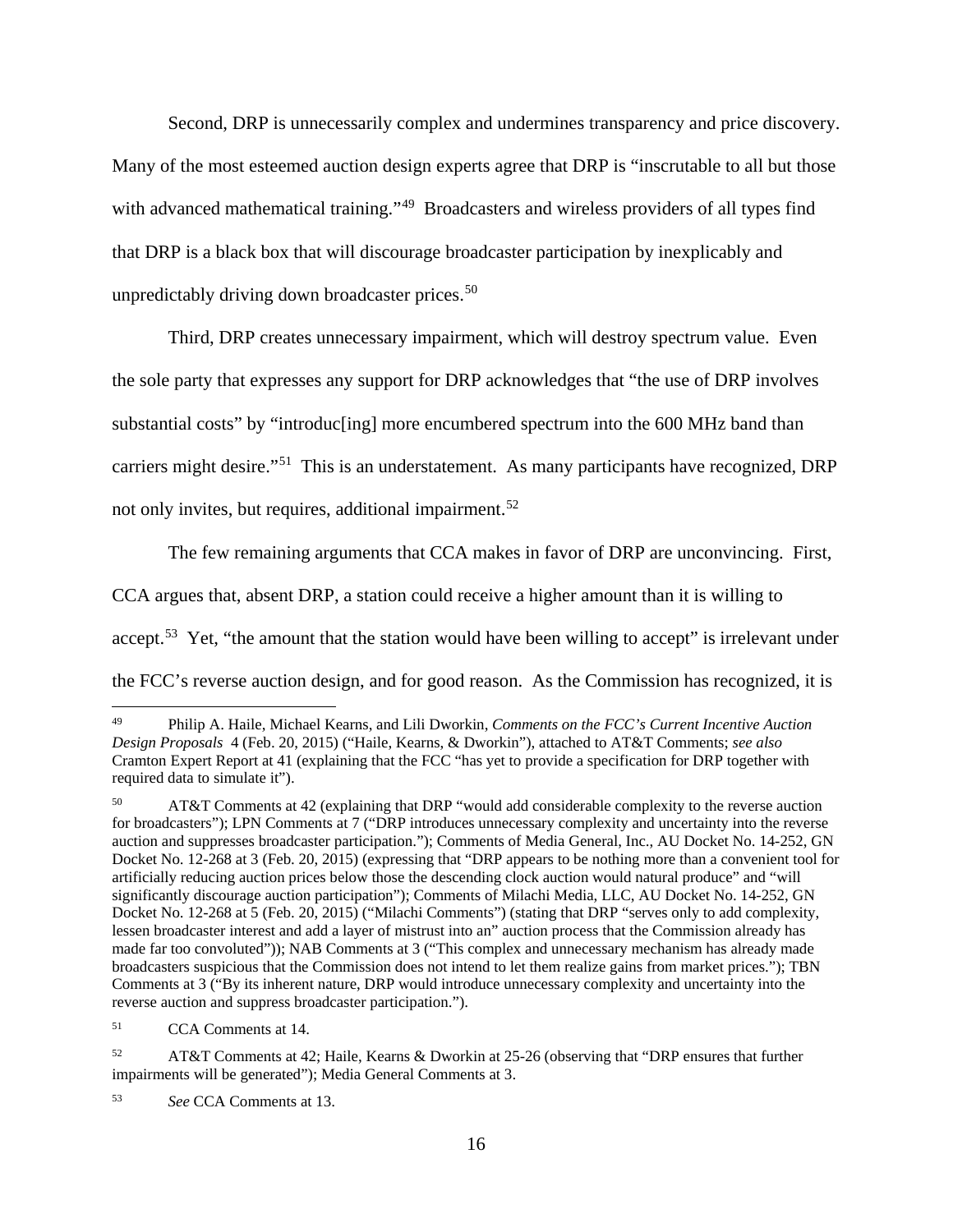Second, DRP is unnecessarily complex and undermines transparency and price discovery. Many of the most esteemed auction design experts agree that DRP is "inscrutable to all but those with advanced mathematical training."[49] Broadcasters and wireless providers of all types find that DRP is a black box that will discourage broadcaster participation by inexplicably and unpredictably driving down broadcaster prices.[50]

Third, DRP creates unnecessary impairment, which will destroy spectrum value. Even the sole party that expresses any support for DRP acknowledges that "the use of DRP involves substantial costs" by "introduc[ing] more encumbered spectrum into the 600 MHz band than carriers might desire."[51] This is an understatement. As many participants have recognized, DRP not only invites, but requires, additional impairment.[52]

The few remaining arguments that CCA makes in favor of DRP are unconvincing. First, CCA argues that, absent DRP, a station could receive a higher amount than it is willing to accept.[53] Yet, "the amount that the station would have been willing to accept" is irrelevant under the FCC's reverse auction design, and for good reason. As the Commission has recognized, it is

---

[49] Philip A. Haile, Michael Kearns, and Lili Dworkin, *Comments on the FCC's Current Incentive Auction Design Proposals* 4 (Feb. 20, 2015) ("Haile, Kearns, & Dworkin"), attached to AT&T Comments; *see also* Cramton Expert Report at 41 (explaining that the FCC "has yet to provide a specification for DRP together with required data to simulate it").

[50] AT&T Comments at 42 (explaining that DRP "would add considerable complexity to the reverse auction for broadcasters"); LPN Comments at 7 ("DRP introduces unnecessary complexity and uncertainty into the reverse auction and suppresses broadcaster participation."); Comments of Media General, Inc., AU Docket No. 14-252, GN Docket No. 12-268 at 3 (Feb. 20, 2015) (expressing that "DRP appears to be nothing more than a convenient tool for artificially reducing auction prices below those the descending clock auction would natural produce" and "will significantly discourage auction participation"); Comments of Milachi Media, LLC, AU Docket No. 14-252, GN Docket No. 12-268 at 5 (Feb. 20, 2015) ("Milachi Comments") (stating that DRP "serves only to add complexity, lessen broadcaster interest and add a layer of mistrust into an" auction process that the Commission already has made far too convoluted")); NAB Comments at 3 ("This complex and unnecessary mechanism has already made broadcasters suspicious that the Commission does not intend to let them realize gains from market prices."); TBN Comments at 3 ("By its inherent nature, DRP would introduce unnecessary complexity and uncertainty into the reverse auction and suppress broadcaster participation.").

[51] CCA Comments at 14.

[52] AT&T Comments at 42; Haile, Kearns & Dworkin at 25-26 (observing that "DRP ensures that further impairments will be generated"); Media General Comments at 3.

[53] *See* CCA Comments at 13.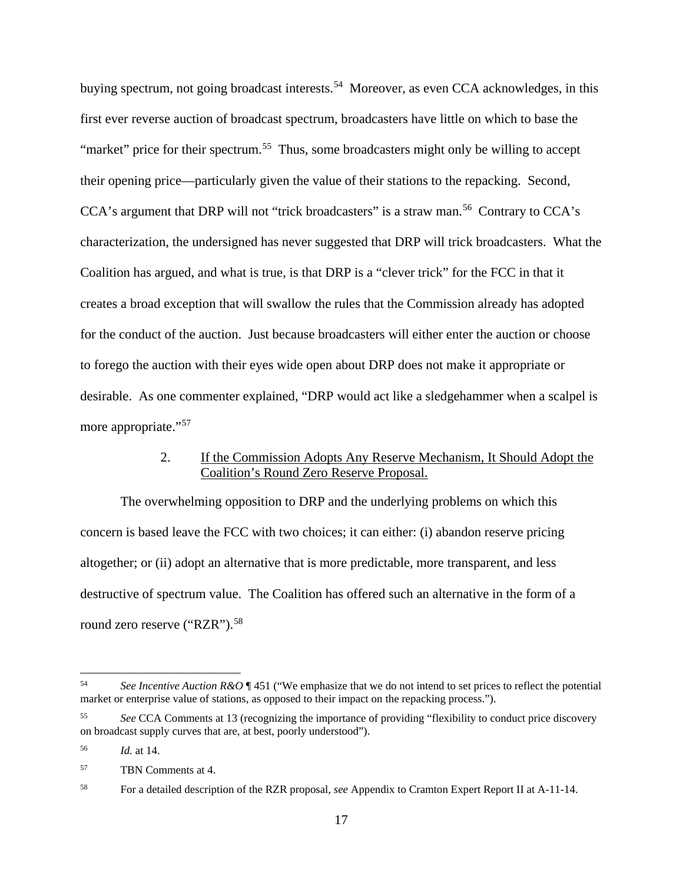buying spectrum, not going broadcast interests.[54] Moreover, as even CCA acknowledges, in this first ever reverse auction of broadcast spectrum, broadcasters have little on which to base the "market" price for their spectrum.[55] Thus, some broadcasters might only be willing to accept their opening price—particularly given the value of their stations to the repacking. Second, CCA's argument that DRP will not "trick broadcasters" is a straw man.[56] Contrary to CCA's characterization, the undersigned has never suggested that DRP will trick broadcasters. What the Coalition has argued, and what is true, is that DRP is a "clever trick" for the FCC in that it creates a broad exception that will swallow the rules that the Commission already has adopted for the conduct of the auction. Just because broadcasters will either enter the auction or choose to forego the auction with their eyes wide open about DRP does not make it appropriate or desirable. As one commenter explained, "DRP would act like a sledgehammer when a scalpel is more appropriate."[57]

### 2. If the Commission Adopts Any Reserve Mechanism, It Should Adopt the Coalition's Round Zero Reserve Proposal.

The overwhelming opposition to DRP and the underlying problems on which this concern is based leave the FCC with two choices; it can either: (i) abandon reserve pricing altogether; or (ii) adopt an alternative that is more predictable, more transparent, and less destructive of spectrum value. The Coalition has offered such an alternative in the form of a round zero reserve ("RZR").[58]

---

[54] *See Incentive Auction R&O* ¶ 451 ("We emphasize that we do not intend to set prices to reflect the potential market or enterprise value of stations, as opposed to their impact on the repacking process.").

[55] *See* CCA Comments at 13 (recognizing the importance of providing "flexibility to conduct price discovery on broadcast supply curves that are, at best, poorly understood").

[56] *Id.* at 14.

[57] TBN Comments at 4.

[58] For a detailed description of the RZR proposal, *see* Appendix to Cramton Expert Report II at A-11-14.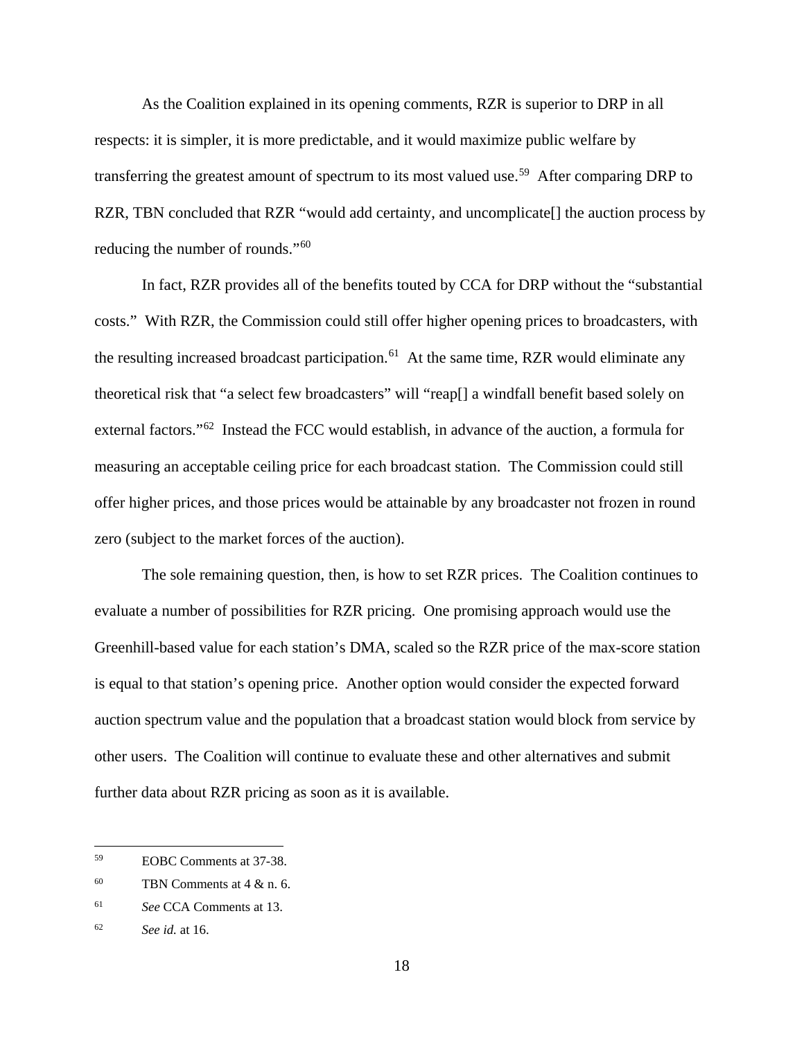As the Coalition explained in its opening comments, RZR is superior to DRP in all respects: it is simpler, it is more predictable, and it would maximize public welfare by transferring the greatest amount of spectrum to its most valued use.[59] After comparing DRP to RZR, TBN concluded that RZR "would add certainty, and uncomplicate[] the auction process by reducing the number of rounds."[60]

In fact, RZR provides all of the benefits touted by CCA for DRP without the "substantial costs." With RZR, the Commission could still offer higher opening prices to broadcasters, with the resulting increased broadcast participation.[61] At the same time, RZR would eliminate any theoretical risk that "a select few broadcasters" will "reap[] a windfall benefit based solely on external factors."[62] Instead the FCC would establish, in advance of the auction, a formula for measuring an acceptable ceiling price for each broadcast station. The Commission could still offer higher prices, and those prices would be attainable by any broadcaster not frozen in round zero (subject to the market forces of the auction).

The sole remaining question, then, is how to set RZR prices. The Coalition continues to evaluate a number of possibilities for RZR pricing. One promising approach would use the Greenhill-based value for each station's DMA, scaled so the RZR price of the max-score station is equal to that station's opening price. Another option would consider the expected forward auction spectrum value and the population that a broadcast station would block from service by other users. The Coalition will continue to evaluate these and other alternatives and submit further data about RZR pricing as soon as it is available.

---

[59] EOBC Comments at 37-38.

[60] TBN Comments at 4 & n. 6.

[61] *See* CCA Comments at 13.

[62] *See id.* at 16.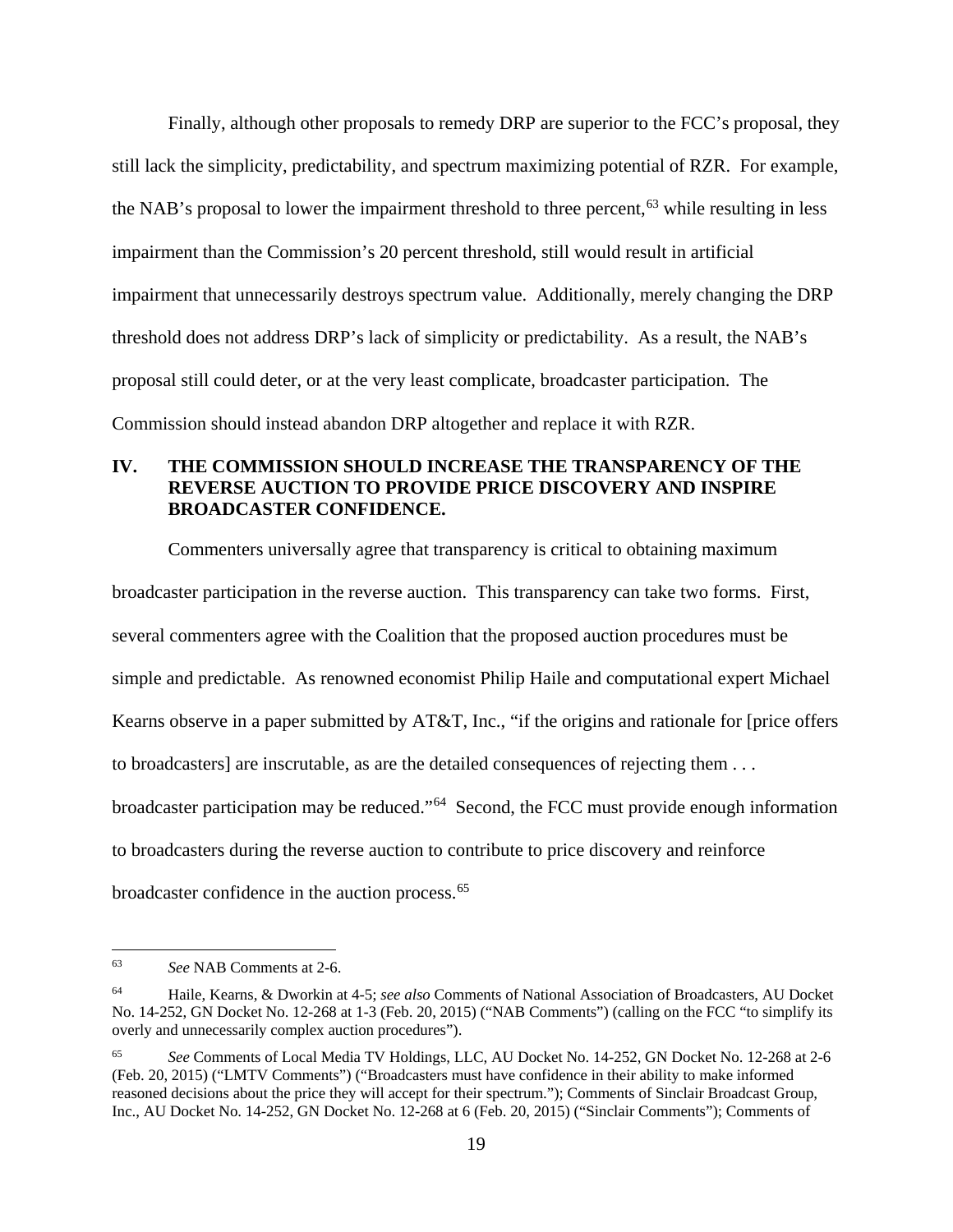Finally, although other proposals to remedy DRP are superior to the FCC's proposal, they still lack the simplicity, predictability, and spectrum maximizing potential of RZR. For example, the NAB's proposal to lower the impairment threshold to three percent,[63] while resulting in less impairment than the Commission's 20 percent threshold, still would result in artificial impairment that unnecessarily destroys spectrum value. Additionally, merely changing the DRP threshold does not address DRP's lack of simplicity or predictability. As a result, the NAB's proposal still could deter, or at the very least complicate, broadcaster participation. The Commission should instead abandon DRP altogether and replace it with RZR.

## IV. THE COMMISSION SHOULD INCREASE THE TRANSPARENCY OF THE REVERSE AUCTION TO PROVIDE PRICE DISCOVERY AND INSPIRE BROADCASTER CONFIDENCE.

Commenters universally agree that transparency is critical to obtaining maximum broadcaster participation in the reverse auction. This transparency can take two forms. First, several commenters agree with the Coalition that the proposed auction procedures must be simple and predictable. As renowned economist Philip Haile and computational expert Michael Kearns observe in a paper submitted by AT&T, Inc., "if the origins and rationale for [price offers to broadcasters] are inscrutable, as are the detailed consequences of rejecting them . . . broadcaster participation may be reduced."[64] Second, the FCC must provide enough information to broadcasters during the reverse auction to contribute to price discovery and reinforce broadcaster confidence in the auction process.[65]

---

[63] *See* NAB Comments at 2-6.

[64] Haile, Kearns, & Dworkin at 4-5; *see also* Comments of National Association of Broadcasters, AU Docket No. 14-252, GN Docket No. 12-268 at 1-3 (Feb. 20, 2015) ("NAB Comments") (calling on the FCC "to simplify its overly and unnecessarily complex auction procedures").

[65] *See* Comments of Local Media TV Holdings, LLC, AU Docket No. 14-252, GN Docket No. 12-268 at 2-6 (Feb. 20, 2015) ("LMTV Comments") ("Broadcasters must have confidence in their ability to make informed reasoned decisions about the price they will accept for their spectrum."); Comments of Sinclair Broadcast Group, Inc., AU Docket No. 14-252, GN Docket No. 12-268 at 6 (Feb. 20, 2015) ("Sinclair Comments"); Comments of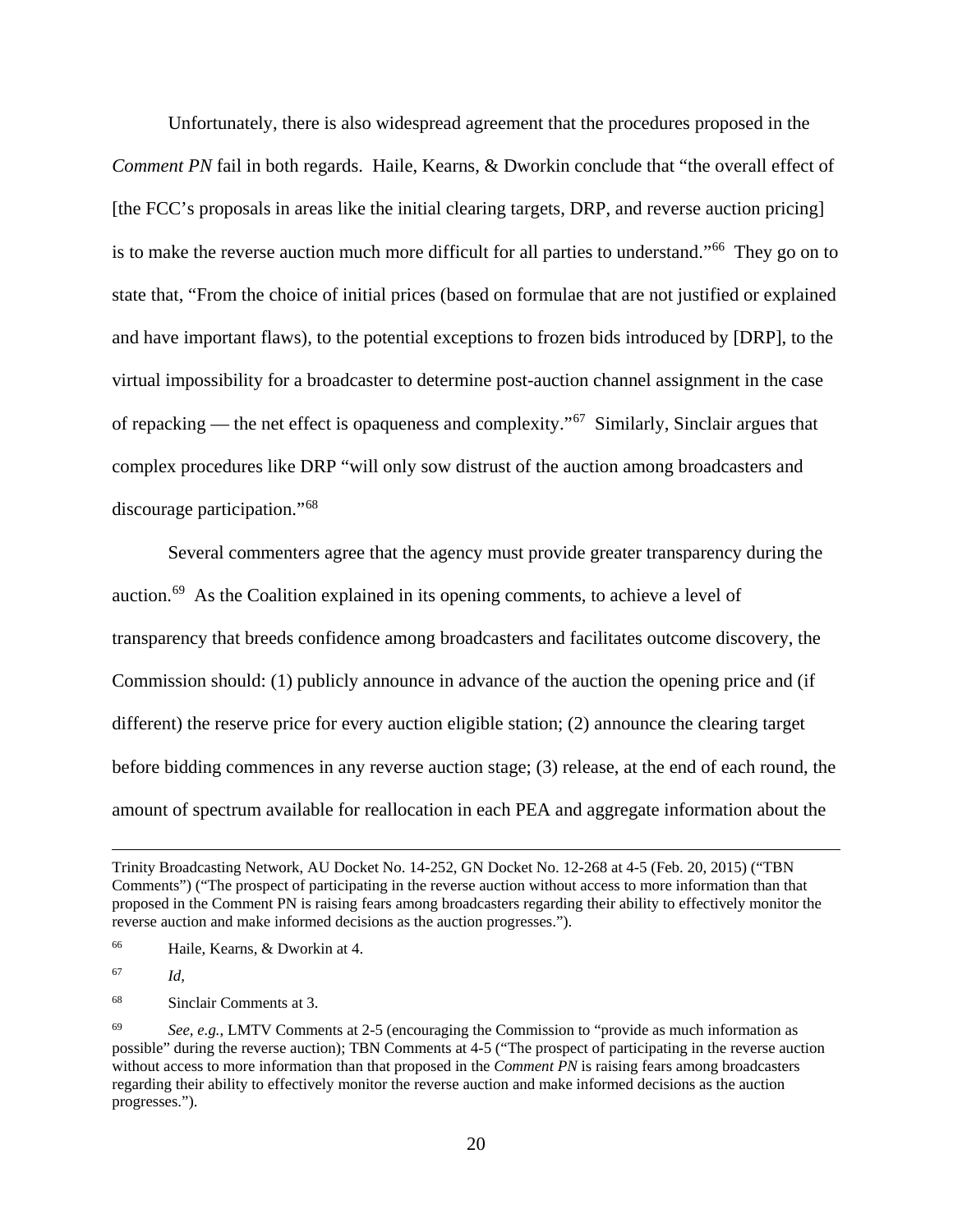Unfortunately, there is also widespread agreement that the procedures proposed in the *Comment PN* fail in both regards. Haile, Kearns, & Dworkin conclude that "the overall effect of [the FCC's proposals in areas like the initial clearing targets, DRP, and reverse auction pricing] is to make the reverse auction much more difficult for all parties to understand."[66] They go on to state that, "From the choice of initial prices (based on formulae that are not justified or explained and have important flaws), to the potential exceptions to frozen bids introduced by [DRP], to the virtual impossibility for a broadcaster to determine post-auction channel assignment in the case of repacking — the net effect is opaqueness and complexity."[67] Similarly, Sinclair argues that complex procedures like DRP "will only sow distrust of the auction among broadcasters and discourage participation."[68]

Several commenters agree that the agency must provide greater transparency during the auction.[69] As the Coalition explained in its opening comments, to achieve a level of transparency that breeds confidence among broadcasters and facilitates outcome discovery, the Commission should: (1) publicly announce in advance of the auction the opening price and (if different) the reserve price for every auction eligible station; (2) announce the clearing target before bidding commences in any reverse auction stage; (3) release, at the end of each round, the amount of spectrum available for reallocation in each PEA and aggregate information about the

---

Trinity Broadcasting Network, AU Docket No. 14-252, GN Docket No. 12-268 at 4-5 (Feb. 20, 2015) ("TBN Comments") ("The prospect of participating in the reverse auction without access to more information than that proposed in the Comment PN is raising fears among broadcasters regarding their ability to effectively monitor the reverse auction and make informed decisions as the auction progresses.").

[66] Haile, Kearns, & Dworkin at 4.

[67] *Id,*

[68] Sinclair Comments at 3.

[69] *See, e.g.*, LMTV Comments at 2-5 (encouraging the Commission to "provide as much information as possible" during the reverse auction); TBN Comments at 4-5 ("The prospect of participating in the reverse auction without access to more information than that proposed in the *Comment PN* is raising fears among broadcasters regarding their ability to effectively monitor the reverse auction and make informed decisions as the auction progresses.").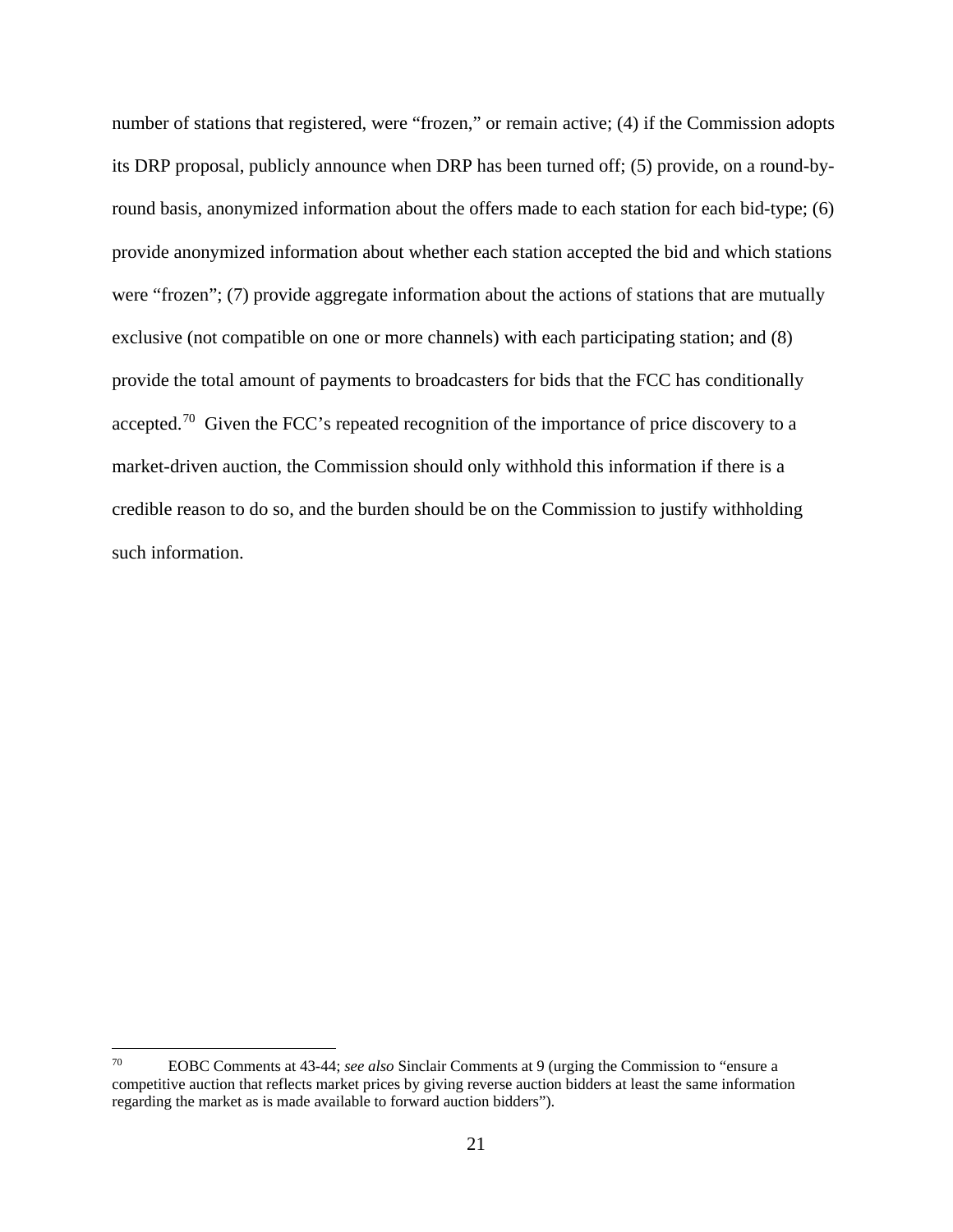number of stations that registered, were "frozen," or remain active; (4) if the Commission adopts its DRP proposal, publicly announce when DRP has been turned off; (5) provide, on a round-by-round basis, anonymized information about the offers made to each station for each bid-type; (6) provide anonymized information about whether each station accepted the bid and which stations were "frozen"; (7) provide aggregate information about the actions of stations that are mutually exclusive (not compatible on one or more channels) with each participating station; and (8) provide the total amount of payments to broadcasters for bids that the FCC has conditionally accepted.[70] Given the FCC's repeated recognition of the importance of price discovery to a market-driven auction, the Commission should only withhold this information if there is a credible reason to do so, and the burden should be on the Commission to justify withholding such information.

---

[70] EOBC Comments at 43-44; *see also* Sinclair Comments at 9 (urging the Commission to "ensure a competitive auction that reflects market prices by giving reverse auction bidders at least the same information regarding the market as is made available to forward auction bidders").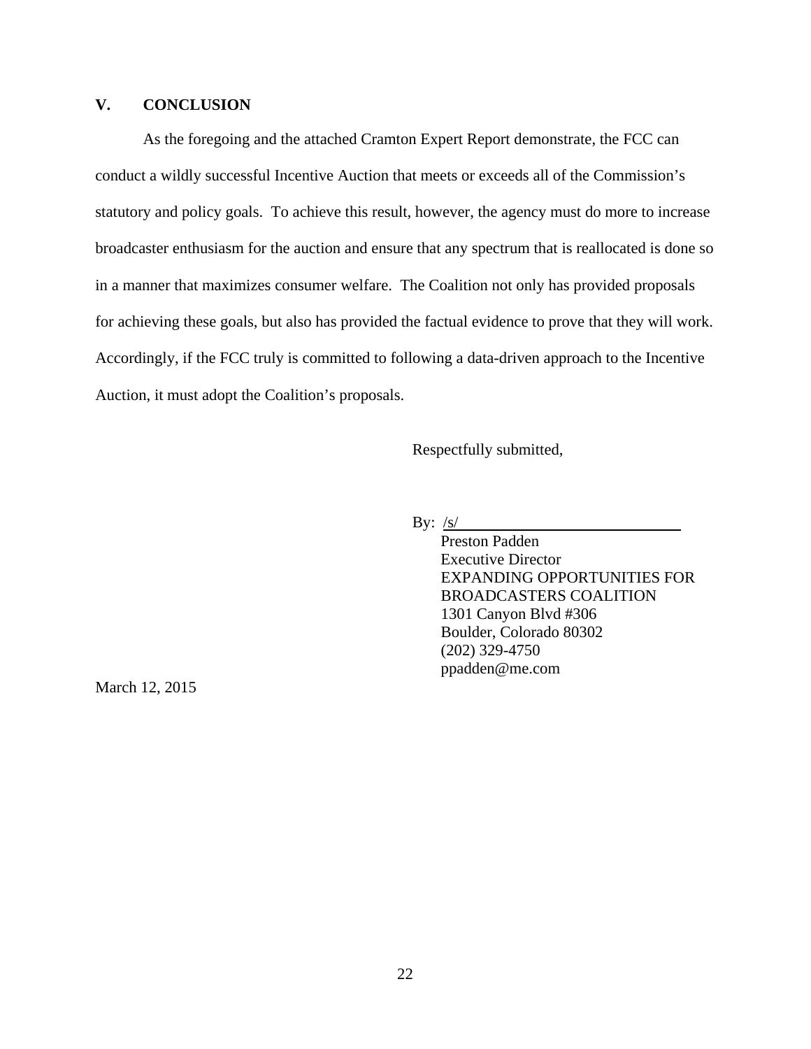## V. CONCLUSION

As the foregoing and the attached Cramton Expert Report demonstrate, the FCC can conduct a wildly successful Incentive Auction that meets or exceeds all of the Commission's statutory and policy goals. To achieve this result, however, the agency must do more to increase broadcaster enthusiasm for the auction and ensure that any spectrum that is reallocated is done so in a manner that maximizes consumer welfare. The Coalition not only has provided proposals for achieving these goals, but also has provided the factual evidence to prove that they will work. Accordingly, if the FCC truly is committed to following a data-driven approach to the Incentive Auction, it must adopt the Coalition's proposals.

Respectfully submitted,

By: /s/

Preston Padden
Executive Director
EXPANDING OPPORTUNITIES FOR BROADCASTERS COALITION
1301 Canyon Blvd #306
Boulder, Colorado 80302
(202) 329-4750
ppadden@me.com

March 12, 2015